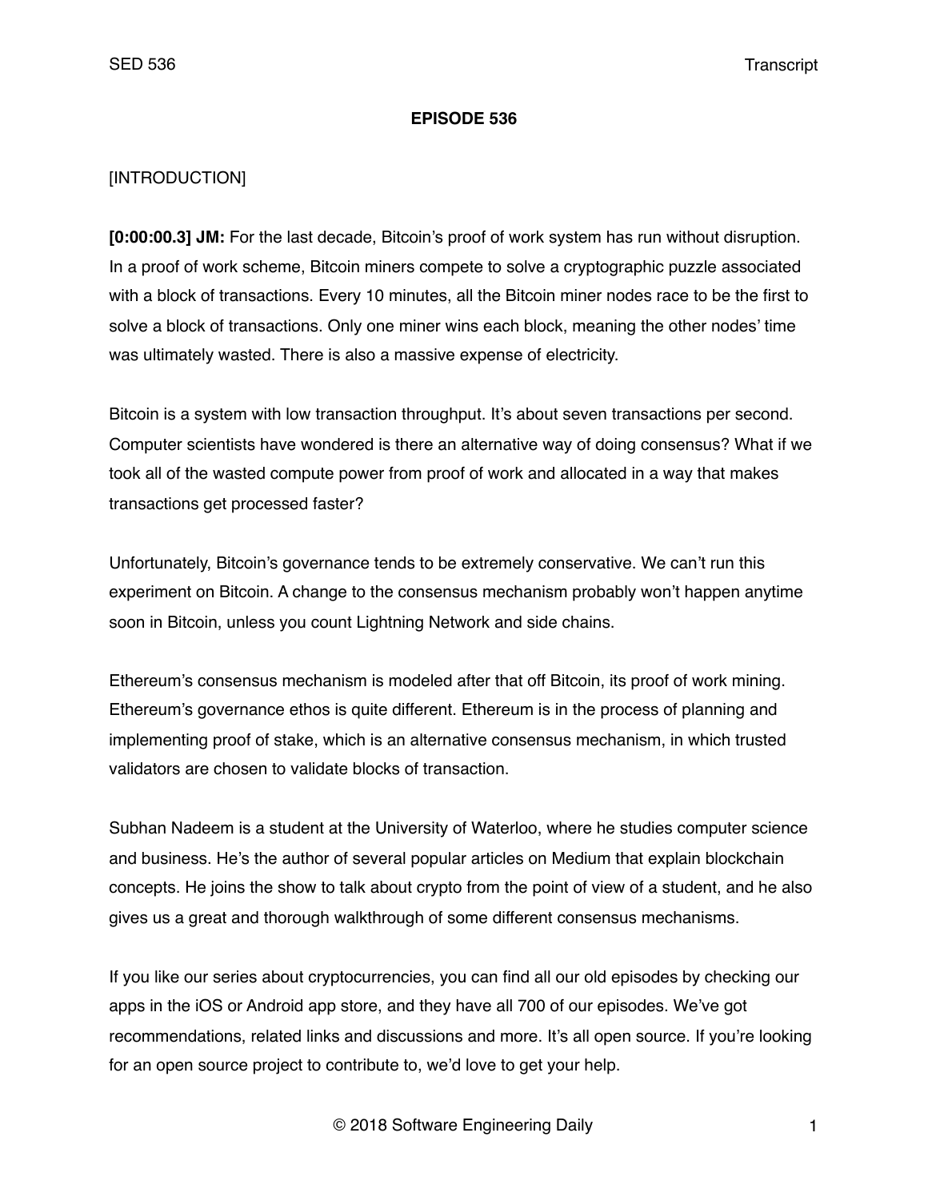**EPISODE 536**

[INTRODUCTION]

**[0:00:00.3] JM:** For the last decade, Bitcoin's proof of work system has run without disruption. In a proof of work scheme, Bitcoin miners compete to solve a cryptographic puzzle associated with a block of transactions. Every 10 minutes, all the Bitcoin miner nodes race to be the first to solve a block of transactions. Only one miner wins each block, meaning the other nodes' time was ultimately wasted. There is also a massive expense of electricity.

Bitcoin is a system with low transaction throughput. It's about seven transactions per second. Computer scientists have wondered is there an alternative way of doing consensus? What if we took all of the wasted compute power from proof of work and allocated in a way that makes transactions get processed faster?

Unfortunately, Bitcoin's governance tends to be extremely conservative. We can't run this experiment on Bitcoin. A change to the consensus mechanism probably won't happen anytime soon in Bitcoin, unless you count Lightning Network and side chains.

Ethereum's consensus mechanism is modeled after that off Bitcoin, its proof of work mining. Ethereum's governance ethos is quite different. Ethereum is in the process of planning and implementing proof of stake, which is an alternative consensus mechanism, in which trusted validators are chosen to validate blocks of transaction.

Subhan Nadeem is a student at the University of Waterloo, where he studies computer science and business. He's the author of several popular articles on Medium that explain blockchain concepts. He joins the show to talk about crypto from the point of view of a student, and he also gives us a great and thorough walkthrough of some different consensus mechanisms.

If you like our series about cryptocurrencies, you can find all our old episodes by checking our apps in the iOS or Android app store, and they have all 700 of our episodes. We've got recommendations, related links and discussions and more. It's all open source. If you're looking for an open source project to contribute to, we'd love to get your help.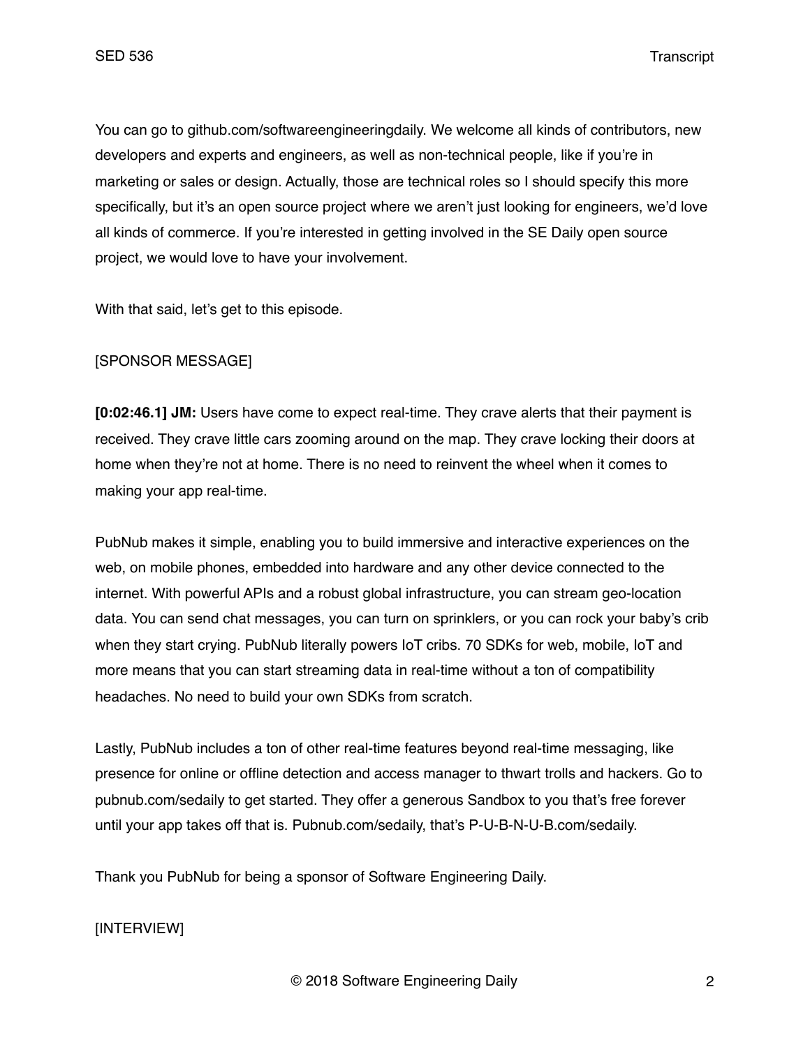You can go to github.com/softwareengineeringdaily. We welcome all kinds of contributors, new developers and experts and engineers, as well as non-technical people, like if you're in marketing or sales or design. Actually, those are technical roles so I should specify this more specifically, but it's an open source project where we aren't just looking for engineers, we'd love all kinds of commerce. If you're interested in getting involved in the SE Daily open source project, we would love to have your involvement.

With that said, let's get to this episode.

[SPONSOR MESSAGE]

**[0:02:46.1] JM:** Users have come to expect real-time. They crave alerts that their payment is received. They crave little cars zooming around on the map. They crave locking their doors at home when they're not at home. There is no need to reinvent the wheel when it comes to making your app real-time.

PubNub makes it simple, enabling you to build immersive and interactive experiences on the web, on mobile phones, embedded into hardware and any other device connected to the internet. With powerful APIs and a robust global infrastructure, you can stream geo-location data. You can send chat messages, you can turn on sprinklers, or you can rock your baby's crib when they start crying. PubNub literally powers IoT cribs. 70 SDKs for web, mobile, IoT and more means that you can start streaming data in real-time without a ton of compatibility headaches. No need to build your own SDKs from scratch.

Lastly, PubNub includes a ton of other real-time features beyond real-time messaging, like presence for online or offline detection and access manager to thwart trolls and hackers. Go to pubnub.com/sedaily to get started. They offer a generous Sandbox to you that's free forever until your app takes off that is. Pubnub.com/sedaily, that's P-U-B-N-U-B.com/sedaily.

Thank you PubNub for being a sponsor of Software Engineering Daily.

[INTERVIEW]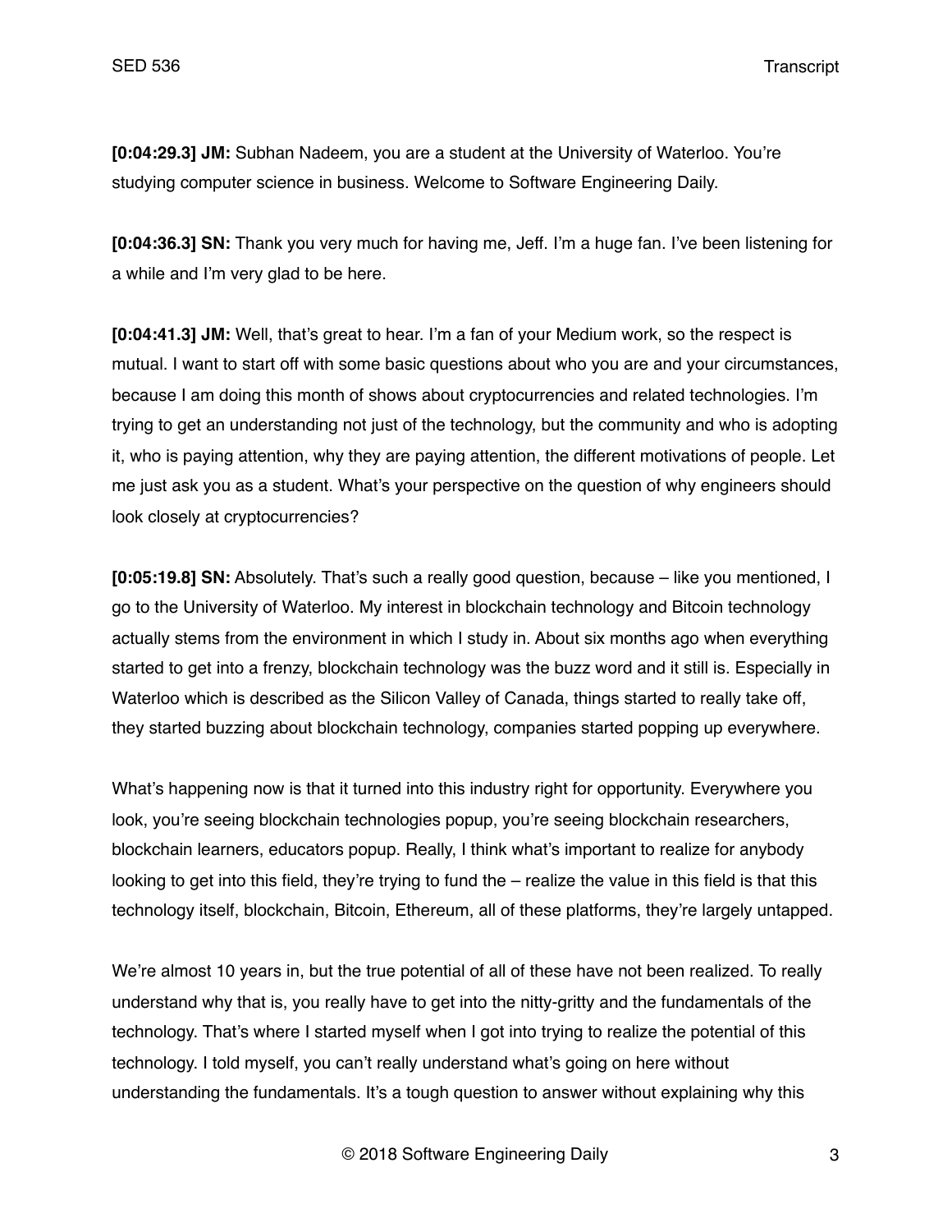**[0:04:29.3] JM:** Subhan Nadeem, you are a student at the University of Waterloo. You're studying computer science in business. Welcome to Software Engineering Daily.

**[0:04:36.3] SN:** Thank you very much for having me, Jeff. I'm a huge fan. I've been listening for a while and I'm very glad to be here.

**[0:04:41.3] JM:** Well, that's great to hear. I'm a fan of your Medium work, so the respect is mutual. I want to start off with some basic questions about who you are and your circumstances, because I am doing this month of shows about cryptocurrencies and related technologies. I'm trying to get an understanding not just of the technology, but the community and who is adopting it, who is paying attention, why they are paying attention, the different motivations of people. Let me just ask you as a student. What's your perspective on the question of why engineers should look closely at cryptocurrencies?

**[0:05:19.8] SN:** Absolutely. That's such a really good question, because – like you mentioned, I go to the University of Waterloo. My interest in blockchain technology and Bitcoin technology actually stems from the environment in which I study in. About six months ago when everything started to get into a frenzy, blockchain technology was the buzz word and it still is. Especially in Waterloo which is described as the Silicon Valley of Canada, things started to really take off, they started buzzing about blockchain technology, companies started popping up everywhere.

What's happening now is that it turned into this industry right for opportunity. Everywhere you look, you're seeing blockchain technologies popup, you're seeing blockchain researchers, blockchain learners, educators popup. Really, I think what's important to realize for anybody looking to get into this field, they're trying to fund the – realize the value in this field is that this technology itself, blockchain, Bitcoin, Ethereum, all of these platforms, they're largely untapped.

We're almost 10 years in, but the true potential of all of these have not been realized. To really understand why that is, you really have to get into the nitty-gritty and the fundamentals of the technology. That's where I started myself when I got into trying to realize the potential of this technology. I told myself, you can't really understand what's going on here without understanding the fundamentals. It's a tough question to answer without explaining why this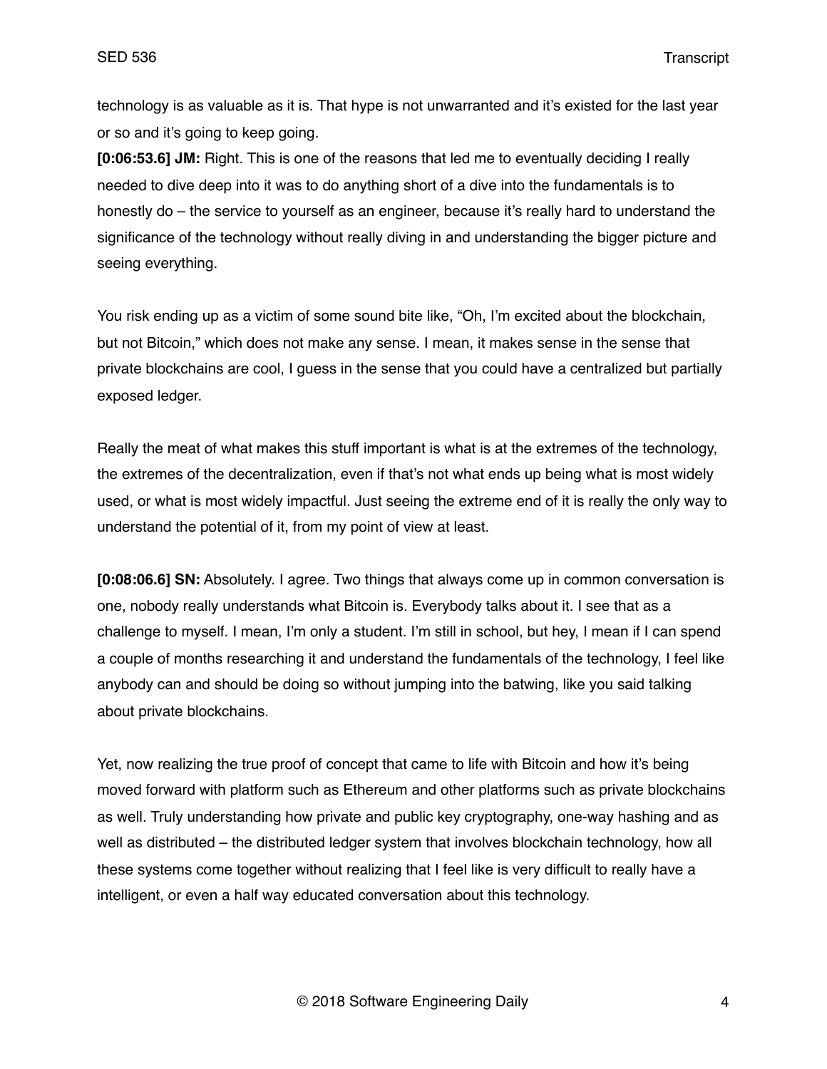technology is as valuable as it is. That hype is not unwarranted and it's existed for the last year or so and it's going to keep going.

**[0:06:53.6] JM:** Right. This is one of the reasons that led me to eventually deciding I really needed to dive deep into it was to do anything short of a dive into the fundamentals is to honestly do – the service to yourself as an engineer, because it's really hard to understand the significance of the technology without really diving in and understanding the bigger picture and seeing everything.

You risk ending up as a victim of some sound bite like, "Oh, I'm excited about the blockchain, but not Bitcoin," which does not make any sense. I mean, it makes sense in the sense that private blockchains are cool, I guess in the sense that you could have a centralized but partially exposed ledger.

Really the meat of what makes this stuff important is what is at the extremes of the technology, the extremes of the decentralization, even if that's not what ends up being what is most widely used, or what is most widely impactful. Just seeing the extreme end of it is really the only way to understand the potential of it, from my point of view at least.

**[0:08:06.6] SN:** Absolutely. I agree. Two things that always come up in common conversation is one, nobody really understands what Bitcoin is. Everybody talks about it. I see that as a challenge to myself. I mean, I'm only a student. I'm still in school, but hey, I mean if I can spend a couple of months researching it and understand the fundamentals of the technology, I feel like anybody can and should be doing so without jumping into the batwing, like you said talking about private blockchains.

Yet, now realizing the true proof of concept that came to life with Bitcoin and how it's being moved forward with platform such as Ethereum and other platforms such as private blockchains as well. Truly understanding how private and public key cryptography, one-way hashing and as well as distributed – the distributed ledger system that involves blockchain technology, how all these systems come together without realizing that I feel like is very difficult to really have a intelligent, or even a half way educated conversation about this technology.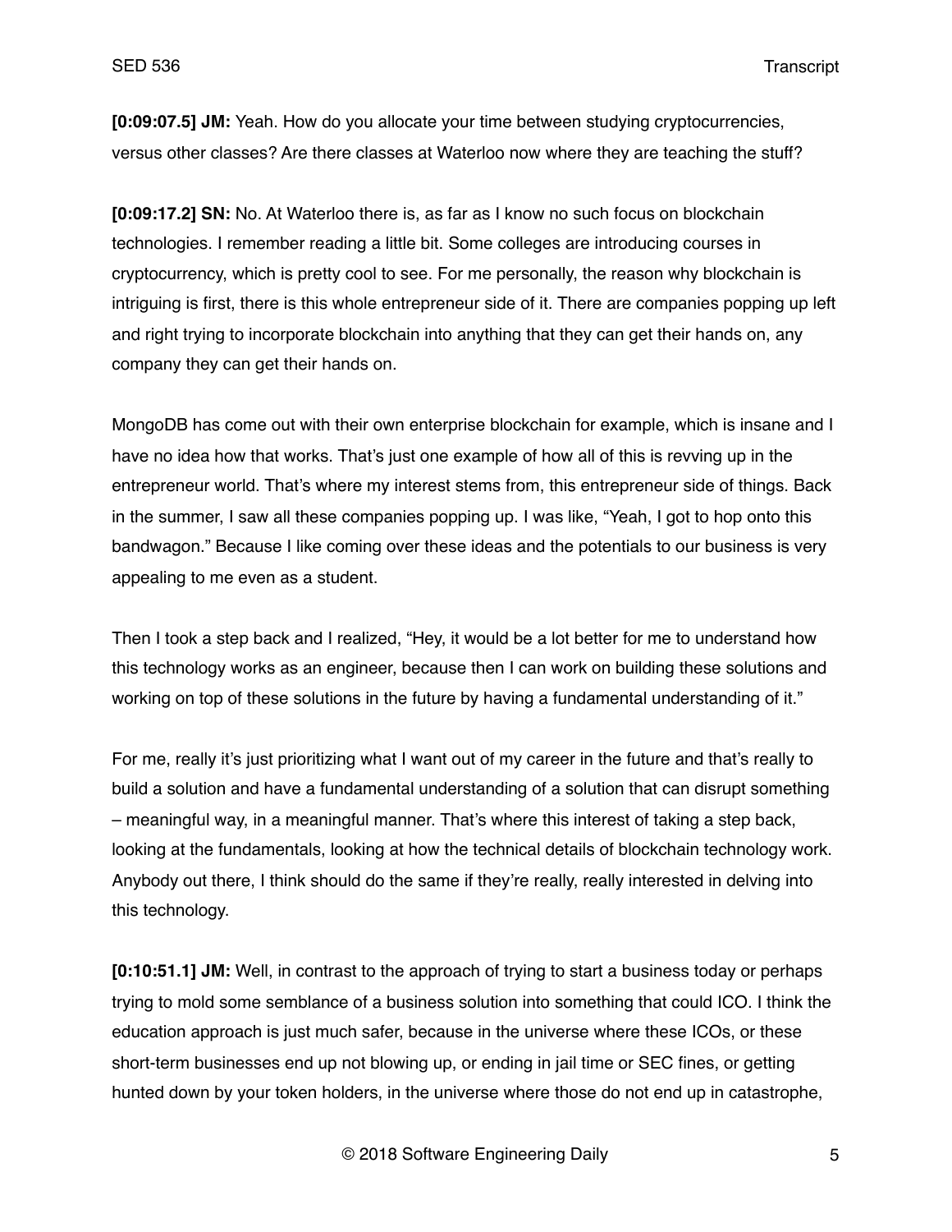**[0:09:07.5] JM:** Yeah. How do you allocate your time between studying cryptocurrencies, versus other classes? Are there classes at Waterloo now where they are teaching the stuff?

**[0:09:17.2] SN:** No. At Waterloo there is, as far as I know no such focus on blockchain technologies. I remember reading a little bit. Some colleges are introducing courses in cryptocurrency, which is pretty cool to see. For me personally, the reason why blockchain is intriguing is first, there is this whole entrepreneur side of it. There are companies popping up left and right trying to incorporate blockchain into anything that they can get their hands on, any company they can get their hands on.

MongoDB has come out with their own enterprise blockchain for example, which is insane and I have no idea how that works. That's just one example of how all of this is revving up in the entrepreneur world. That's where my interest stems from, this entrepreneur side of things. Back in the summer, I saw all these companies popping up. I was like, "Yeah, I got to hop onto this bandwagon." Because I like coming over these ideas and the potentials to our business is very appealing to me even as a student.

Then I took a step back and I realized, "Hey, it would be a lot better for me to understand how this technology works as an engineer, because then I can work on building these solutions and working on top of these solutions in the future by having a fundamental understanding of it."

For me, really it's just prioritizing what I want out of my career in the future and that's really to build a solution and have a fundamental understanding of a solution that can disrupt something – meaningful way, in a meaningful manner. That's where this interest of taking a step back, looking at the fundamentals, looking at how the technical details of blockchain technology work. Anybody out there, I think should do the same if they're really, really interested in delving into this technology.

**[0:10:51.1] JM:** Well, in contrast to the approach of trying to start a business today or perhaps trying to mold some semblance of a business solution into something that could ICO. I think the education approach is just much safer, because in the universe where these ICOs, or these short-term businesses end up not blowing up, or ending in jail time or SEC fines, or getting hunted down by your token holders, in the universe where those do not end up in catastrophe,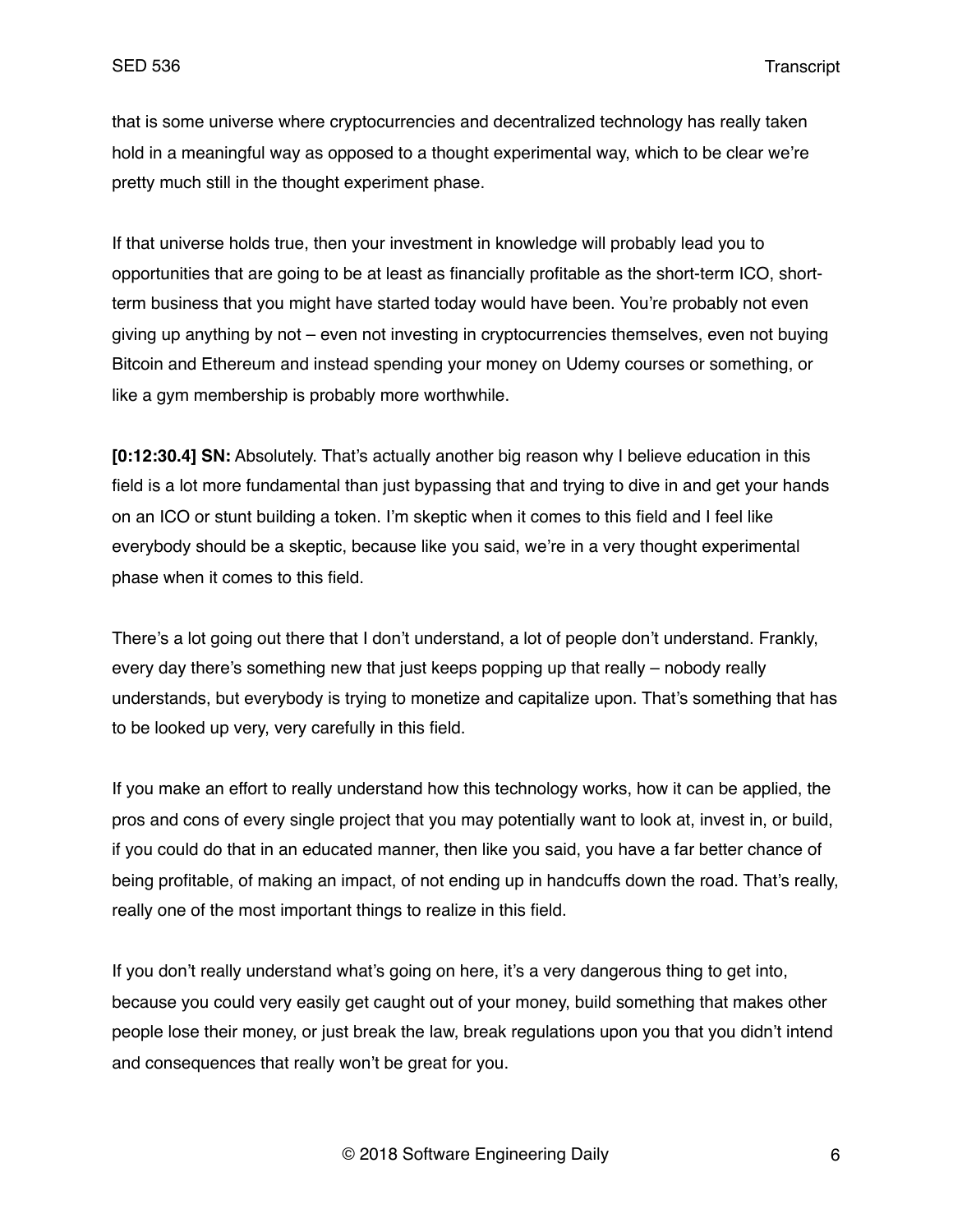that is some universe where cryptocurrencies and decentralized technology has really taken hold in a meaningful way as opposed to a thought experimental way, which to be clear we're pretty much still in the thought experiment phase.

If that universe holds true, then your investment in knowledge will probably lead you to opportunities that are going to be at least as financially profitable as the short-term ICO, short-term business that you might have started today would have been. You're probably not even giving up anything by not – even not investing in cryptocurrencies themselves, even not buying Bitcoin and Ethereum and instead spending your money on Udemy courses or something, or like a gym membership is probably more worthwhile.

**[0:12:30.4] SN:** Absolutely. That's actually another big reason why I believe education in this field is a lot more fundamental than just bypassing that and trying to dive in and get your hands on an ICO or stunt building a token. I'm skeptic when it comes to this field and I feel like everybody should be a skeptic, because like you said, we're in a very thought experimental phase when it comes to this field.

There's a lot going out there that I don't understand, a lot of people don't understand. Frankly, every day there's something new that just keeps popping up that really – nobody really understands, but everybody is trying to monetize and capitalize upon. That's something that has to be looked up very, very carefully in this field.

If you make an effort to really understand how this technology works, how it can be applied, the pros and cons of every single project that you may potentially want to look at, invest in, or build, if you could do that in an educated manner, then like you said, you have a far better chance of being profitable, of making an impact, of not ending up in handcuffs down the road. That's really, really one of the most important things to realize in this field.

If you don't really understand what's going on here, it's a very dangerous thing to get into, because you could very easily get caught out of your money, build something that makes other people lose their money, or just break the law, break regulations upon you that you didn't intend and consequences that really won't be great for you.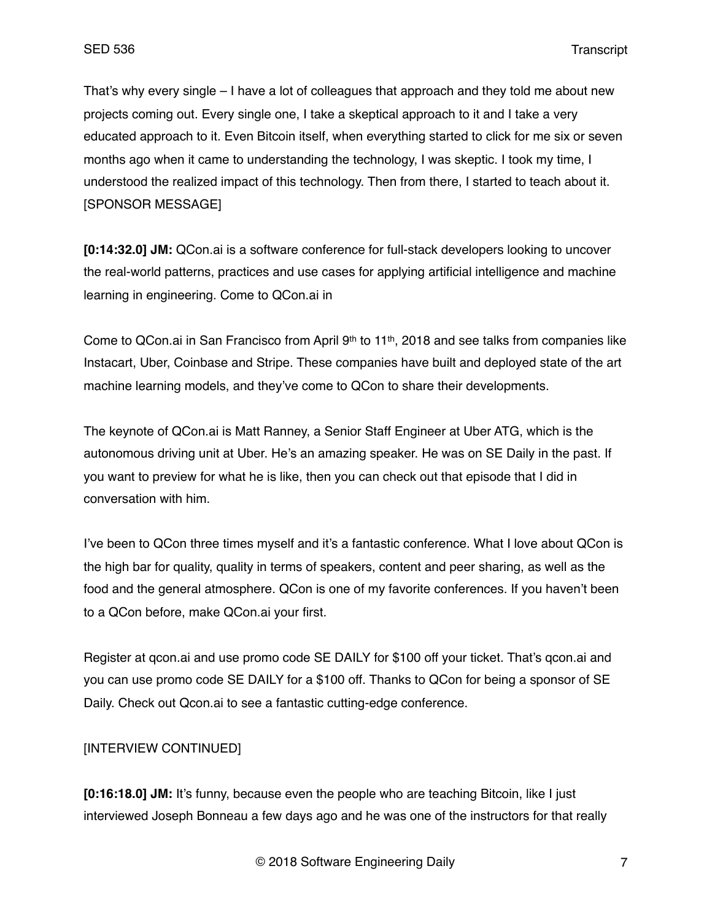That's why every single – I have a lot of colleagues that approach and they told me about new projects coming out. Every single one, I take a skeptical approach to it and I take a very educated approach to it. Even Bitcoin itself, when everything started to click for me six or seven months ago when it came to understanding the technology, I was skeptic. I took my time, I understood the realized impact of this technology. Then from there, I started to teach about it.
[SPONSOR MESSAGE]

**[0:14:32.0] JM:** QCon.ai is a software conference for full-stack developers looking to uncover the real-world patterns, practices and use cases for applying artificial intelligence and machine learning in engineering. Come to QCon.ai in

Come to QCon.ai in San Francisco from April 9th to 11th, 2018 and see talks from companies like Instacart, Uber, Coinbase and Stripe. These companies have built and deployed state of the art machine learning models, and they've come to QCon to share their developments.

The keynote of QCon.ai is Matt Ranney, a Senior Staff Engineer at Uber ATG, which is the autonomous driving unit at Uber. He's an amazing speaker. He was on SE Daily in the past. If you want to preview for what he is like, then you can check out that episode that I did in conversation with him.

I've been to QCon three times myself and it's a fantastic conference. What I love about QCon is the high bar for quality, quality in terms of speakers, content and peer sharing, as well as the food and the general atmosphere. QCon is one of my favorite conferences. If you haven't been to a QCon before, make QCon.ai your first.

Register at qcon.ai and use promo code SE DAILY for $100 off your ticket. That's qcon.ai and you can use promo code SE DAILY for a $100 off. Thanks to QCon for being a sponsor of SE Daily. Check out Qcon.ai to see a fantastic cutting-edge conference.

[INTERVIEW CONTINUED]

**[0:16:18.0] JM:** It's funny, because even the people who are teaching Bitcoin, like I just interviewed Joseph Bonneau a few days ago and he was one of the instructors for that really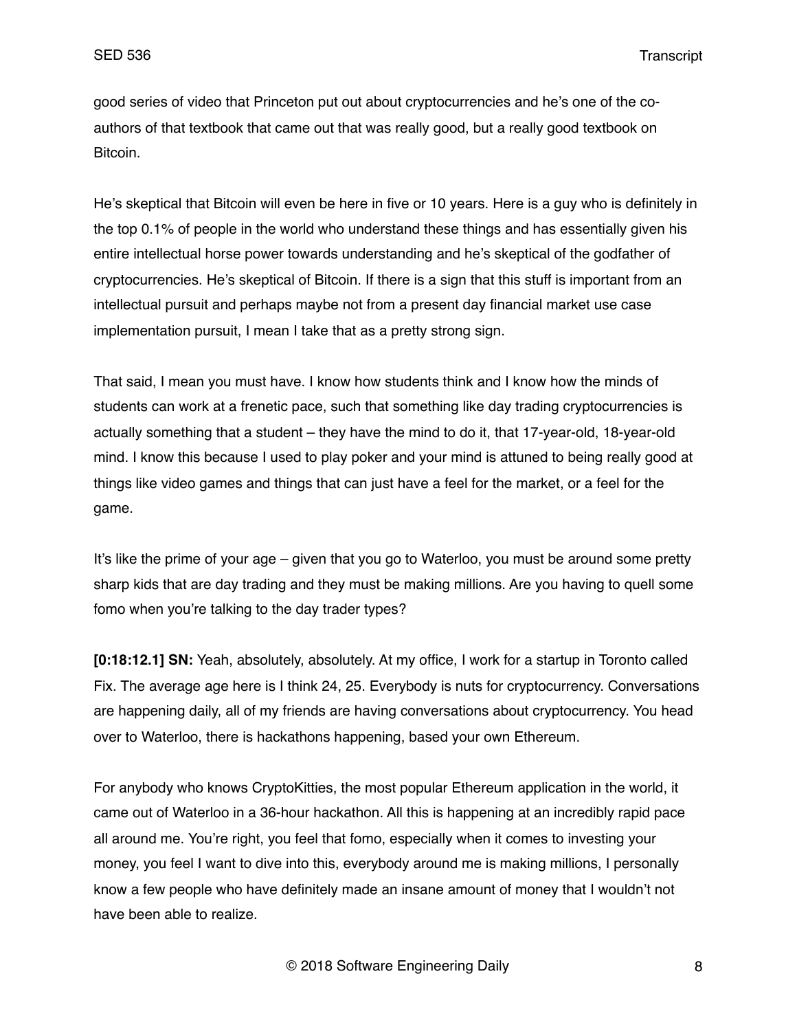good series of video that Princeton put out about cryptocurrencies and he's one of the co-authors of that textbook that came out that was really good, but a really good textbook on Bitcoin.

He's skeptical that Bitcoin will even be here in five or 10 years. Here is a guy who is definitely in the top 0.1% of people in the world who understand these things and has essentially given his entire intellectual horse power towards understanding and he's skeptical of the godfather of cryptocurrencies. He's skeptical of Bitcoin. If there is a sign that this stuff is important from an intellectual pursuit and perhaps maybe not from a present day financial market use case implementation pursuit, I mean I take that as a pretty strong sign.

That said, I mean you must have. I know how students think and I know how the minds of students can work at a frenetic pace, such that something like day trading cryptocurrencies is actually something that a student – they have the mind to do it, that 17-year-old, 18-year-old mind. I know this because I used to play poker and your mind is attuned to being really good at things like video games and things that can just have a feel for the market, or a feel for the game.

It's like the prime of your age – given that you go to Waterloo, you must be around some pretty sharp kids that are day trading and they must be making millions. Are you having to quell some fomo when you're talking to the day trader types?

**[0:18:12.1] SN:** Yeah, absolutely, absolutely. At my office, I work for a startup in Toronto called Fix. The average age here is I think 24, 25. Everybody is nuts for cryptocurrency. Conversations are happening daily, all of my friends are having conversations about cryptocurrency. You head over to Waterloo, there is hackathons happening, based your own Ethereum.

For anybody who knows CryptoKitties, the most popular Ethereum application in the world, it came out of Waterloo in a 36-hour hackathon. All this is happening at an incredibly rapid pace all around me. You're right, you feel that fomo, especially when it comes to investing your money, you feel I want to dive into this, everybody around me is making millions, I personally know a few people who have definitely made an insane amount of money that I wouldn't not have been able to realize.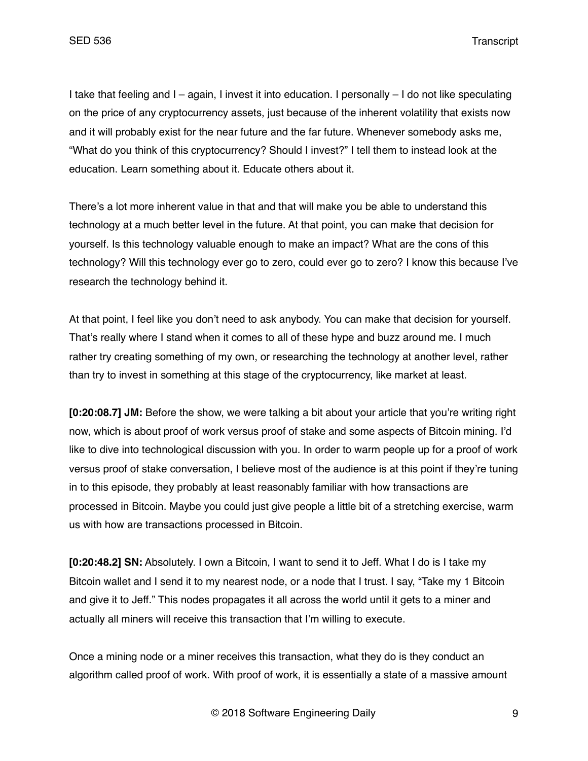I take that feeling and I – again, I invest it into education. I personally – I do not like speculating on the price of any cryptocurrency assets, just because of the inherent volatility that exists now and it will probably exist for the near future and the far future. Whenever somebody asks me, "What do you think of this cryptocurrency? Should I invest?" I tell them to instead look at the education. Learn something about it. Educate others about it.

There's a lot more inherent value in that and that will make you be able to understand this technology at a much better level in the future. At that point, you can make that decision for yourself. Is this technology valuable enough to make an impact? What are the cons of this technology? Will this technology ever go to zero, could ever go to zero? I know this because I've research the technology behind it.

At that point, I feel like you don't need to ask anybody. You can make that decision for yourself. That's really where I stand when it comes to all of these hype and buzz around me. I much rather try creating something of my own, or researching the technology at another level, rather than try to invest in something at this stage of the cryptocurrency, like market at least.

**[0:20:08.7] JM:** Before the show, we were talking a bit about your article that you're writing right now, which is about proof of work versus proof of stake and some aspects of Bitcoin mining. I'd like to dive into technological discussion with you. In order to warm people up for a proof of work versus proof of stake conversation, I believe most of the audience is at this point if they're tuning in to this episode, they probably at least reasonably familiar with how transactions are processed in Bitcoin. Maybe you could just give people a little bit of a stretching exercise, warm us with how are transactions processed in Bitcoin.

**[0:20:48.2] SN:** Absolutely. I own a Bitcoin, I want to send it to Jeff. What I do is I take my Bitcoin wallet and I send it to my nearest node, or a node that I trust. I say, "Take my 1 Bitcoin and give it to Jeff." This nodes propagates it all across the world until it gets to a miner and actually all miners will receive this transaction that I'm willing to execute.

Once a mining node or a miner receives this transaction, what they do is they conduct an algorithm called proof of work. With proof of work, it is essentially a state of a massive amount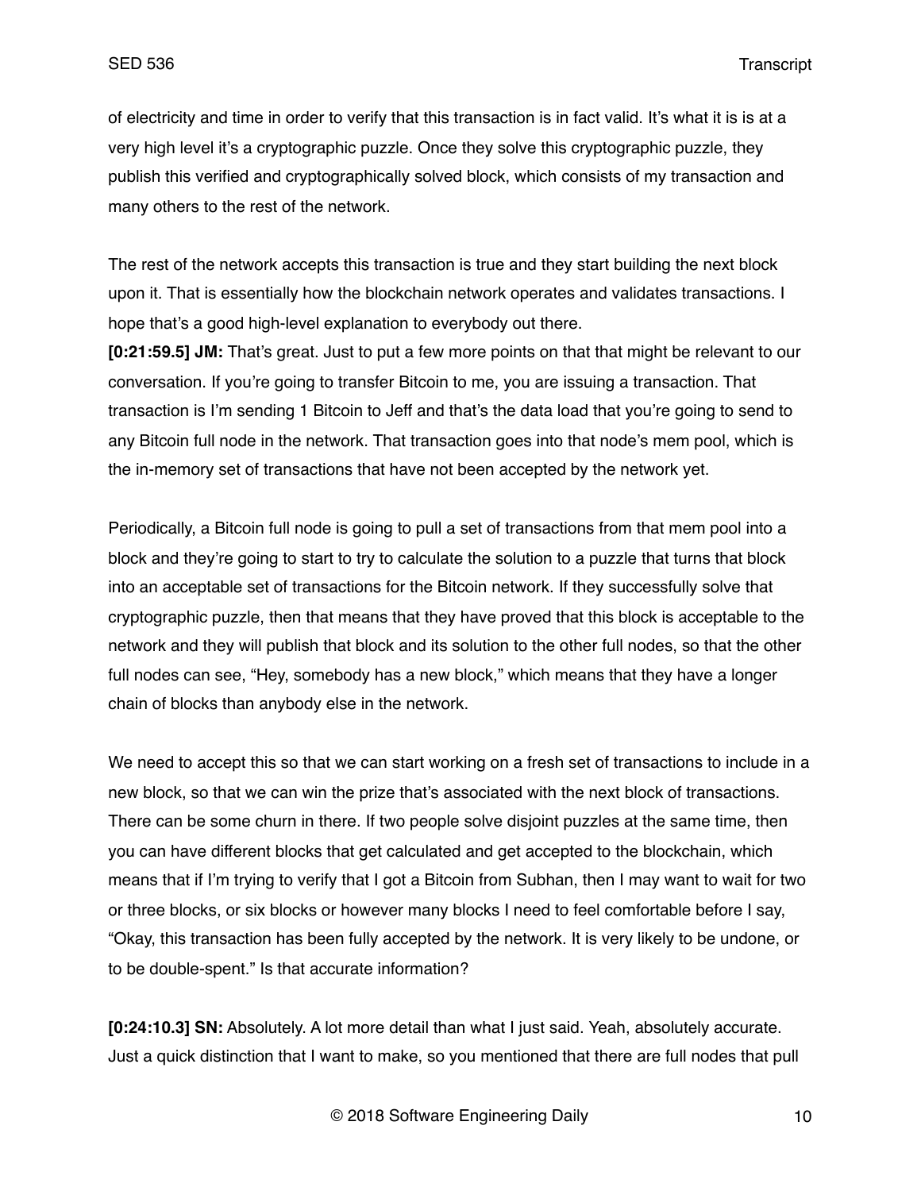of electricity and time in order to verify that this transaction is in fact valid. It's what it is is at a very high level it's a cryptographic puzzle. Once they solve this cryptographic puzzle, they publish this verified and cryptographically solved block, which consists of my transaction and many others to the rest of the network.

The rest of the network accepts this transaction is true and they start building the next block upon it. That is essentially how the blockchain network operates and validates transactions. I hope that's a good high-level explanation to everybody out there.

**[0:21:59.5] JM:** That's great. Just to put a few more points on that that might be relevant to our conversation. If you're going to transfer Bitcoin to me, you are issuing a transaction. That transaction is I'm sending 1 Bitcoin to Jeff and that's the data load that you're going to send to any Bitcoin full node in the network. That transaction goes into that node's mem pool, which is the in-memory set of transactions that have not been accepted by the network yet.

Periodically, a Bitcoin full node is going to pull a set of transactions from that mem pool into a block and they're going to start to try to calculate the solution to a puzzle that turns that block into an acceptable set of transactions for the Bitcoin network. If they successfully solve that cryptographic puzzle, then that means that they have proved that this block is acceptable to the network and they will publish that block and its solution to the other full nodes, so that the other full nodes can see, "Hey, somebody has a new block," which means that they have a longer chain of blocks than anybody else in the network.

We need to accept this so that we can start working on a fresh set of transactions to include in a new block, so that we can win the prize that's associated with the next block of transactions. There can be some churn in there. If two people solve disjoint puzzles at the same time, then you can have different blocks that get calculated and get accepted to the blockchain, which means that if I'm trying to verify that I got a Bitcoin from Subhan, then I may want to wait for two or three blocks, or six blocks or however many blocks I need to feel comfortable before I say, "Okay, this transaction has been fully accepted by the network. It is very likely to be undone, or to be double-spent." Is that accurate information?

**[0:24:10.3] SN:** Absolutely. A lot more detail than what I just said. Yeah, absolutely accurate. Just a quick distinction that I want to make, so you mentioned that there are full nodes that pull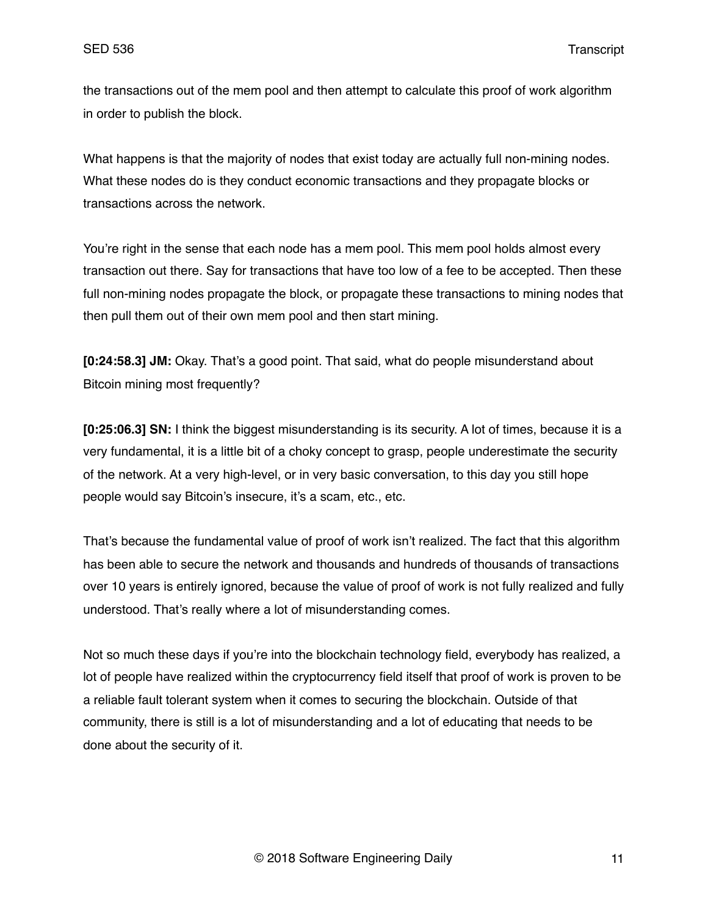the transactions out of the mem pool and then attempt to calculate this proof of work algorithm in order to publish the block.

What happens is that the majority of nodes that exist today are actually full non-mining nodes. What these nodes do is they conduct economic transactions and they propagate blocks or transactions across the network.

You're right in the sense that each node has a mem pool. This mem pool holds almost every transaction out there. Say for transactions that have too low of a fee to be accepted. Then these full non-mining nodes propagate the block, or propagate these transactions to mining nodes that then pull them out of their own mem pool and then start mining.

**[0:24:58.3] JM:** Okay. That's a good point. That said, what do people misunderstand about Bitcoin mining most frequently?

**[0:25:06.3] SN:** I think the biggest misunderstanding is its security. A lot of times, because it is a very fundamental, it is a little bit of a choky concept to grasp, people underestimate the security of the network. At a very high-level, or in very basic conversation, to this day you still hope people would say Bitcoin's insecure, it's a scam, etc., etc.

That's because the fundamental value of proof of work isn't realized. The fact that this algorithm has been able to secure the network and thousands and hundreds of thousands of transactions over 10 years is entirely ignored, because the value of proof of work is not fully realized and fully understood. That's really where a lot of misunderstanding comes.

Not so much these days if you're into the blockchain technology field, everybody has realized, a lot of people have realized within the cryptocurrency field itself that proof of work is proven to be a reliable fault tolerant system when it comes to securing the blockchain. Outside of that community, there is still is a lot of misunderstanding and a lot of educating that needs to be done about the security of it.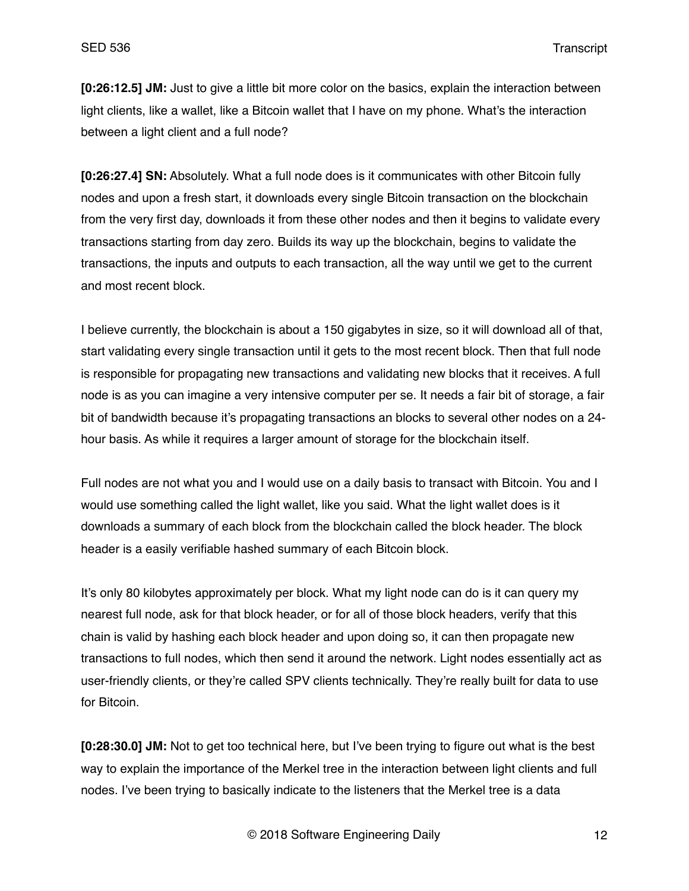**[0:26:12.5] JM:** Just to give a little bit more color on the basics, explain the interaction between light clients, like a wallet, like a Bitcoin wallet that I have on my phone. What's the interaction between a light client and a full node?

**[0:26:27.4] SN:** Absolutely. What a full node does is it communicates with other Bitcoin fully nodes and upon a fresh start, it downloads every single Bitcoin transaction on the blockchain from the very first day, downloads it from these other nodes and then it begins to validate every transactions starting from day zero. Builds its way up the blockchain, begins to validate the transactions, the inputs and outputs to each transaction, all the way until we get to the current and most recent block.

I believe currently, the blockchain is about a 150 gigabytes in size, so it will download all of that, start validating every single transaction until it gets to the most recent block. Then that full node is responsible for propagating new transactions and validating new blocks that it receives. A full node is as you can imagine a very intensive computer per se. It needs a fair bit of storage, a fair bit of bandwidth because it's propagating transactions an blocks to several other nodes on a 24-hour basis. As while it requires a larger amount of storage for the blockchain itself.

Full nodes are not what you and I would use on a daily basis to transact with Bitcoin. You and I would use something called the light wallet, like you said. What the light wallet does is it downloads a summary of each block from the blockchain called the block header. The block header is a easily verifiable hashed summary of each Bitcoin block.

It's only 80 kilobytes approximately per block. What my light node can do is it can query my nearest full node, ask for that block header, or for all of those block headers, verify that this chain is valid by hashing each block header and upon doing so, it can then propagate new transactions to full nodes, which then send it around the network. Light nodes essentially act as user-friendly clients, or they're called SPV clients technically. They're really built for data to use for Bitcoin.

**[0:28:30.0] JM:** Not to get too technical here, but I've been trying to figure out what is the best way to explain the importance of the Merkel tree in the interaction between light clients and full nodes. I've been trying to basically indicate to the listeners that the Merkel tree is a data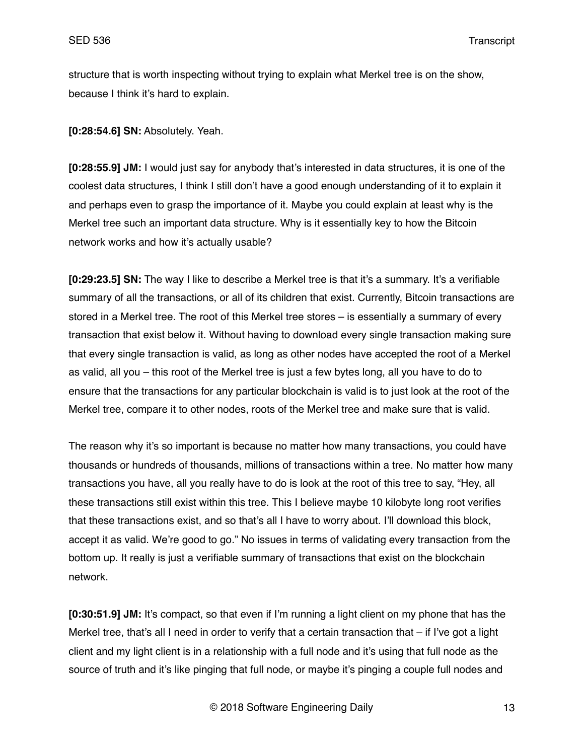structure that is worth inspecting without trying to explain what Merkel tree is on the show, because I think it's hard to explain.

**[0:28:54.6] SN:** Absolutely. Yeah.

**[0:28:55.9] JM:** I would just say for anybody that's interested in data structures, it is one of the coolest data structures, I think I still don't have a good enough understanding of it to explain it and perhaps even to grasp the importance of it. Maybe you could explain at least why is the Merkel tree such an important data structure. Why is it essentially key to how the Bitcoin network works and how it's actually usable?

**[0:29:23.5] SN:** The way I like to describe a Merkel tree is that it's a summary. It's a verifiable summary of all the transactions, or all of its children that exist. Currently, Bitcoin transactions are stored in a Merkel tree. The root of this Merkel tree stores – is essentially a summary of every transaction that exist below it. Without having to download every single transaction making sure that every single transaction is valid, as long as other nodes have accepted the root of a Merkel as valid, all you – this root of the Merkel tree is just a few bytes long, all you have to do to ensure that the transactions for any particular blockchain is valid is to just look at the root of the Merkel tree, compare it to other nodes, roots of the Merkel tree and make sure that is valid.

The reason why it's so important is because no matter how many transactions, you could have thousands or hundreds of thousands, millions of transactions within a tree. No matter how many transactions you have, all you really have to do is look at the root of this tree to say, "Hey, all these transactions still exist within this tree. This I believe maybe 10 kilobyte long root verifies that these transactions exist, and so that's all I have to worry about. I'll download this block, accept it as valid. We're good to go." No issues in terms of validating every transaction from the bottom up. It really is just a verifiable summary of transactions that exist on the blockchain network.

**[0:30:51.9] JM:** It's compact, so that even if I'm running a light client on my phone that has the Merkel tree, that's all I need in order to verify that a certain transaction that – if I've got a light client and my light client is in a relationship with a full node and it's using that full node as the source of truth and it's like pinging that full node, or maybe it's pinging a couple full nodes and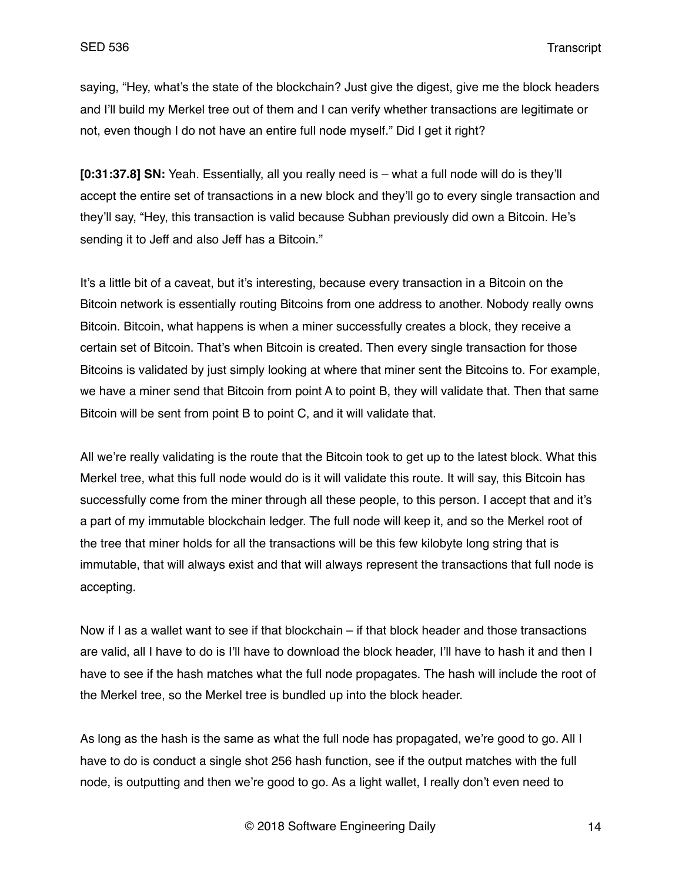saying, "Hey, what's the state of the blockchain? Just give the digest, give me the block headers and I'll build my Merkel tree out of them and I can verify whether transactions are legitimate or not, even though I do not have an entire full node myself." Did I get it right?

**[0:31:37.8] SN:** Yeah. Essentially, all you really need is – what a full node will do is they'll accept the entire set of transactions in a new block and they'll go to every single transaction and they'll say, "Hey, this transaction is valid because Subhan previously did own a Bitcoin. He's sending it to Jeff and also Jeff has a Bitcoin."

It's a little bit of a caveat, but it's interesting, because every transaction in a Bitcoin on the Bitcoin network is essentially routing Bitcoins from one address to another. Nobody really owns Bitcoin. Bitcoin, what happens is when a miner successfully creates a block, they receive a certain set of Bitcoin. That's when Bitcoin is created. Then every single transaction for those Bitcoins is validated by just simply looking at where that miner sent the Bitcoins to. For example, we have a miner send that Bitcoin from point A to point B, they will validate that. Then that same Bitcoin will be sent from point B to point C, and it will validate that.

All we're really validating is the route that the Bitcoin took to get up to the latest block. What this Merkel tree, what this full node would do is it will validate this route. It will say, this Bitcoin has successfully come from the miner through all these people, to this person. I accept that and it's a part of my immutable blockchain ledger. The full node will keep it, and so the Merkel root of the tree that miner holds for all the transactions will be this few kilobyte long string that is immutable, that will always exist and that will always represent the transactions that full node is accepting.

Now if I as a wallet want to see if that blockchain – if that block header and those transactions are valid, all I have to do is I'll have to download the block header, I'll have to hash it and then I have to see if the hash matches what the full node propagates. The hash will include the root of the Merkel tree, so the Merkel tree is bundled up into the block header.

As long as the hash is the same as what the full node has propagated, we're good to go. All I have to do is conduct a single shot 256 hash function, see if the output matches with the full node, is outputting and then we're good to go. As a light wallet, I really don't even need to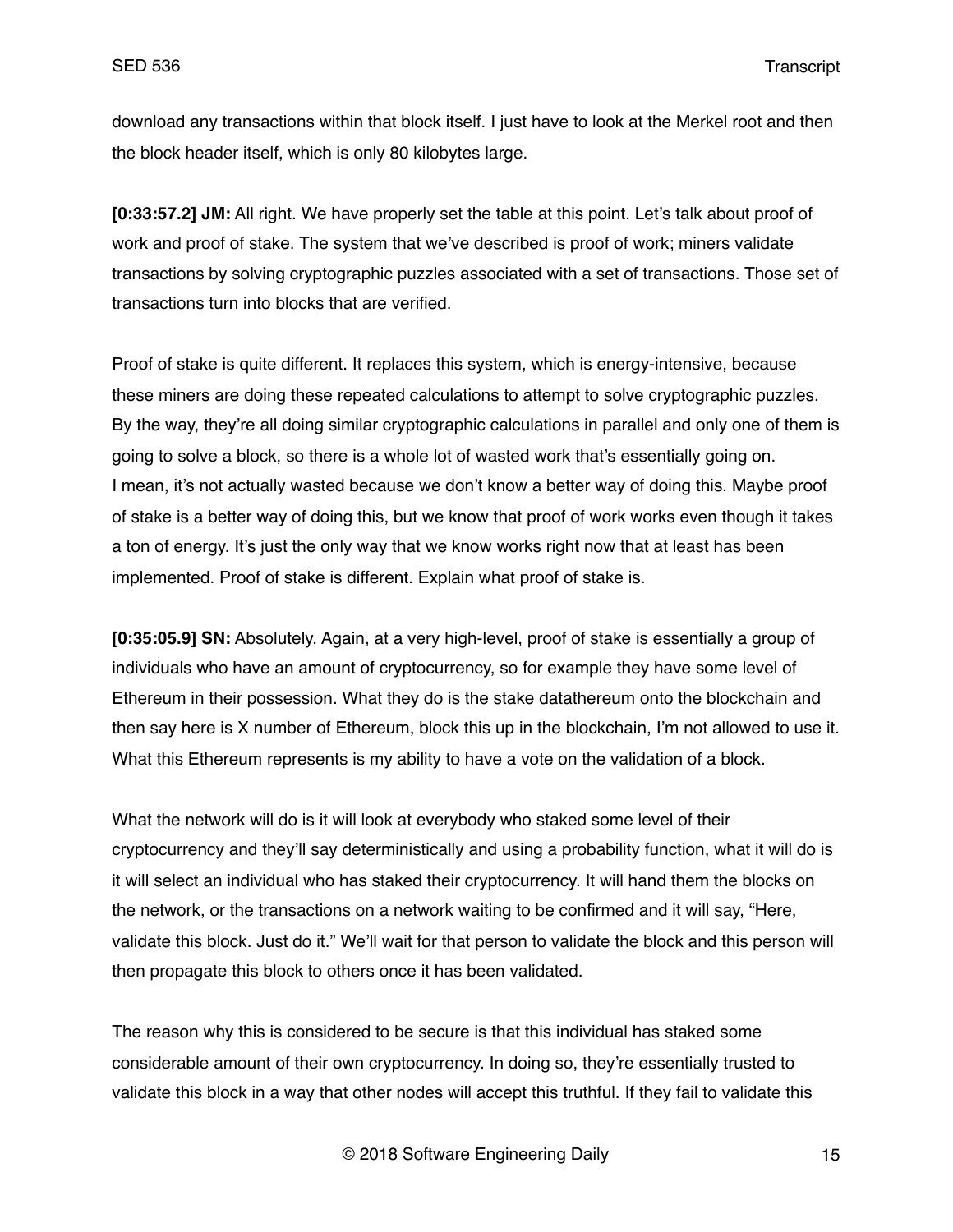download any transactions within that block itself. I just have to look at the Merkel root and then the block header itself, which is only 80 kilobytes large.

**[0:33:57.2] JM:** All right. We have properly set the table at this point. Let's talk about proof of work and proof of stake. The system that we've described is proof of work; miners validate transactions by solving cryptographic puzzles associated with a set of transactions. Those set of transactions turn into blocks that are verified.

Proof of stake is quite different. It replaces this system, which is energy-intensive, because these miners are doing these repeated calculations to attempt to solve cryptographic puzzles. By the way, they're all doing similar cryptographic calculations in parallel and only one of them is going to solve a block, so there is a whole lot of wasted work that's essentially going on. I mean, it's not actually wasted because we don't know a better way of doing this. Maybe proof of stake is a better way of doing this, but we know that proof of work works even though it takes a ton of energy. It's just the only way that we know works right now that at least has been implemented. Proof of stake is different. Explain what proof of stake is.

**[0:35:05.9] SN:** Absolutely. Again, at a very high-level, proof of stake is essentially a group of individuals who have an amount of cryptocurrency, so for example they have some level of Ethereum in their possession. What they do is the stake datathereum onto the blockchain and then say here is X number of Ethereum, block this up in the blockchain, I'm not allowed to use it. What this Ethereum represents is my ability to have a vote on the validation of a block.

What the network will do is it will look at everybody who staked some level of their cryptocurrency and they'll say deterministically and using a probability function, what it will do is it will select an individual who has staked their cryptocurrency. It will hand them the blocks on the network, or the transactions on a network waiting to be confirmed and it will say, "Here, validate this block. Just do it." We'll wait for that person to validate the block and this person will then propagate this block to others once it has been validated.

The reason why this is considered to be secure is that this individual has staked some considerable amount of their own cryptocurrency. In doing so, they're essentially trusted to validate this block in a way that other nodes will accept this truthful. If they fail to validate this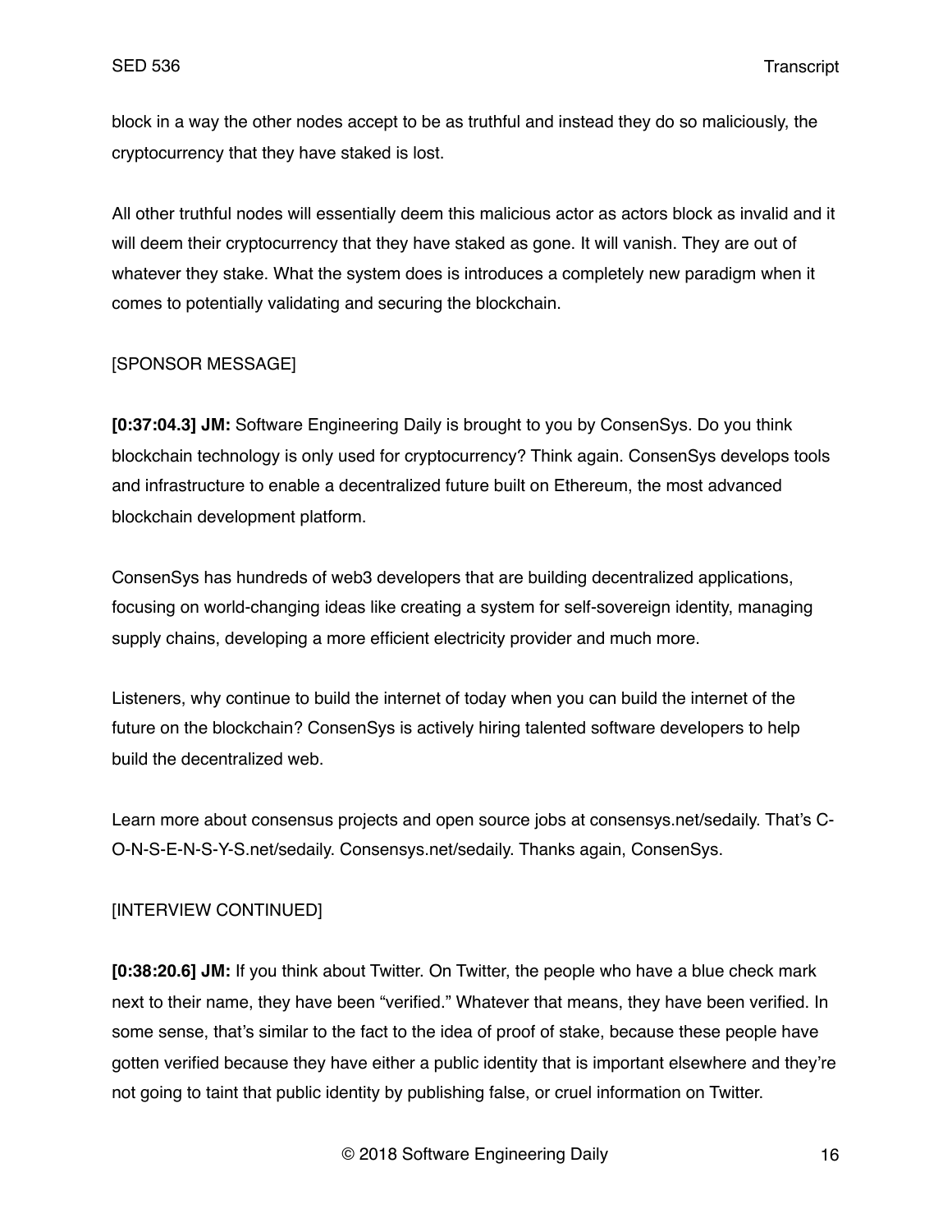block in a way the other nodes accept to be as truthful and instead they do so maliciously, the cryptocurrency that they have staked is lost.

All other truthful nodes will essentially deem this malicious actor as actors block as invalid and it will deem their cryptocurrency that they have staked as gone. It will vanish. They are out of whatever they stake. What the system does is introduces a completely new paradigm when it comes to potentially validating and securing the blockchain.

[SPONSOR MESSAGE]

**[0:37:04.3] JM:** Software Engineering Daily is brought to you by ConsenSys. Do you think blockchain technology is only used for cryptocurrency? Think again. ConsenSys develops tools and infrastructure to enable a decentralized future built on Ethereum, the most advanced blockchain development platform.

ConsenSys has hundreds of web3 developers that are building decentralized applications, focusing on world-changing ideas like creating a system for self-sovereign identity, managing supply chains, developing a more efficient electricity provider and much more.

Listeners, why continue to build the internet of today when you can build the internet of the future on the blockchain? ConsenSys is actively hiring talented software developers to help build the decentralized web.

Learn more about consensus projects and open source jobs at consensys.net/sedaily. That's C-O-N-S-E-N-S-Y-S.net/sedaily. Consensys.net/sedaily. Thanks again, ConsenSys.

[INTERVIEW CONTINUED]

**[0:38:20.6] JM:** If you think about Twitter. On Twitter, the people who have a blue check mark next to their name, they have been "verified." Whatever that means, they have been verified. In some sense, that's similar to the fact to the idea of proof of stake, because these people have gotten verified because they have either a public identity that is important elsewhere and they're not going to taint that public identity by publishing false, or cruel information on Twitter.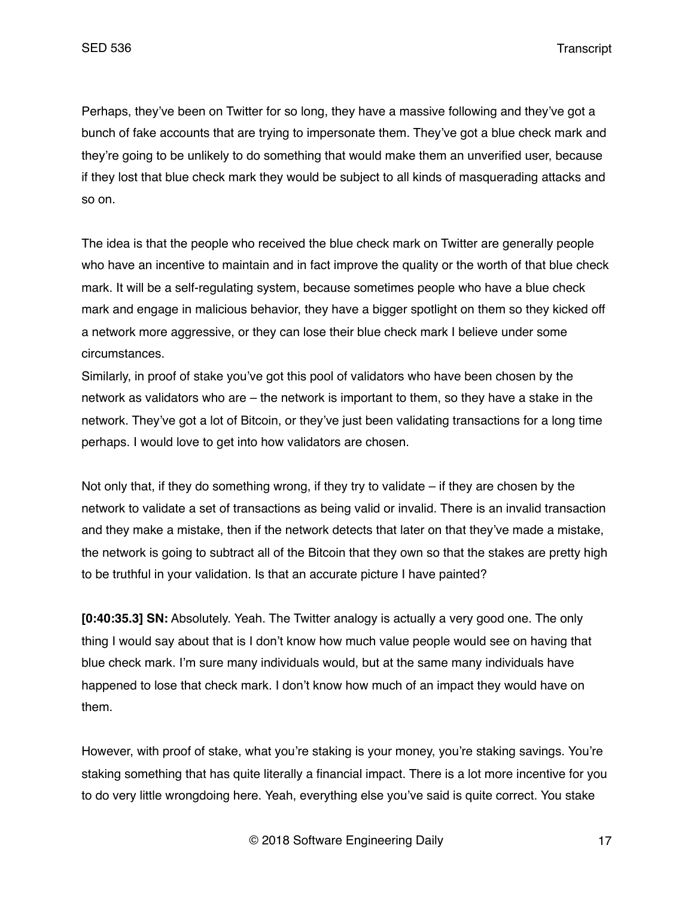Perhaps, they've been on Twitter for so long, they have a massive following and they've got a bunch of fake accounts that are trying to impersonate them. They've got a blue check mark and they're going to be unlikely to do something that would make them an unverified user, because if they lost that blue check mark they would be subject to all kinds of masquerading attacks and so on.

The idea is that the people who received the blue check mark on Twitter are generally people who have an incentive to maintain and in fact improve the quality or the worth of that blue check mark. It will be a self-regulating system, because sometimes people who have a blue check mark and engage in malicious behavior, they have a bigger spotlight on them so they kicked off a network more aggressive, or they can lose their blue check mark I believe under some circumstances.

Similarly, in proof of stake you've got this pool of validators who have been chosen by the network as validators who are – the network is important to them, so they have a stake in the network. They've got a lot of Bitcoin, or they've just been validating transactions for a long time perhaps. I would love to get into how validators are chosen.

Not only that, if they do something wrong, if they try to validate – if they are chosen by the network to validate a set of transactions as being valid or invalid. There is an invalid transaction and they make a mistake, then if the network detects that later on that they've made a mistake, the network is going to subtract all of the Bitcoin that they own so that the stakes are pretty high to be truthful in your validation. Is that an accurate picture I have painted?

**[0:40:35.3] SN:** Absolutely. Yeah. The Twitter analogy is actually a very good one. The only thing I would say about that is I don't know how much value people would see on having that blue check mark. I'm sure many individuals would, but at the same many individuals have happened to lose that check mark. I don't know how much of an impact they would have on them.

However, with proof of stake, what you're staking is your money, you're staking savings. You're staking something that has quite literally a financial impact. There is a lot more incentive for you to do very little wrongdoing here. Yeah, everything else you've said is quite correct. You stake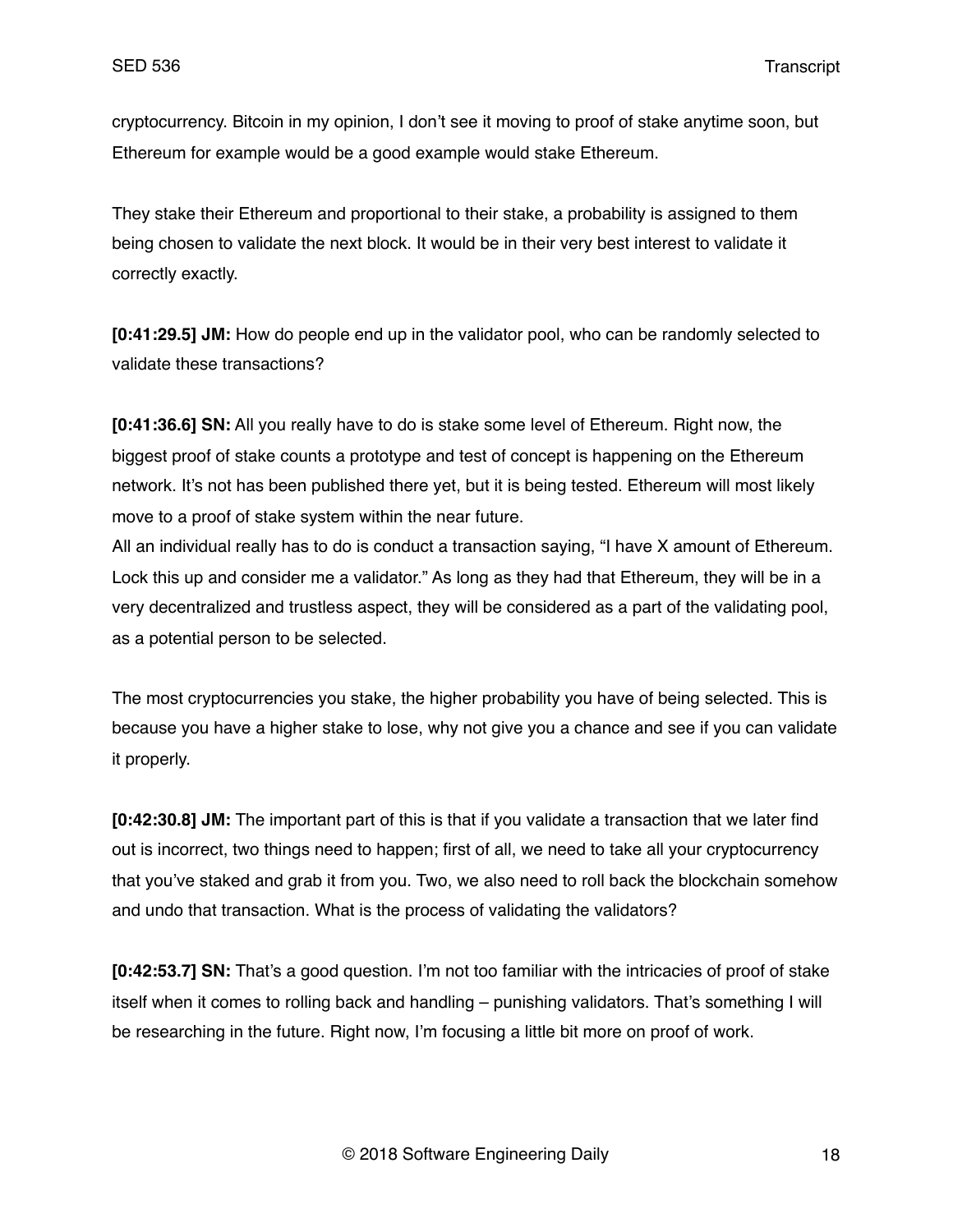cryptocurrency. Bitcoin in my opinion, I don't see it moving to proof of stake anytime soon, but Ethereum for example would be a good example would stake Ethereum.

They stake their Ethereum and proportional to their stake, a probability is assigned to them being chosen to validate the next block. It would be in their very best interest to validate it correctly exactly.

**[0:41:29.5] JM:** How do people end up in the validator pool, who can be randomly selected to validate these transactions?

**[0:41:36.6] SN:** All you really have to do is stake some level of Ethereum. Right now, the biggest proof of stake counts a prototype and test of concept is happening on the Ethereum network. It's not has been published there yet, but it is being tested. Ethereum will most likely move to a proof of stake system within the near future.
All an individual really has to do is conduct a transaction saying, "I have X amount of Ethereum. Lock this up and consider me a validator." As long as they had that Ethereum, they will be in a very decentralized and trustless aspect, they will be considered as a part of the validating pool, as a potential person to be selected.

The most cryptocurrencies you stake, the higher probability you have of being selected. This is because you have a higher stake to lose, why not give you a chance and see if you can validate it properly.

**[0:42:30.8] JM:** The important part of this is that if you validate a transaction that we later find out is incorrect, two things need to happen; first of all, we need to take all your cryptocurrency that you've staked and grab it from you. Two, we also need to roll back the blockchain somehow and undo that transaction. What is the process of validating the validators?

**[0:42:53.7] SN:** That's a good question. I'm not too familiar with the intricacies of proof of stake itself when it comes to rolling back and handling – punishing validators. That's something I will be researching in the future. Right now, I'm focusing a little bit more on proof of work.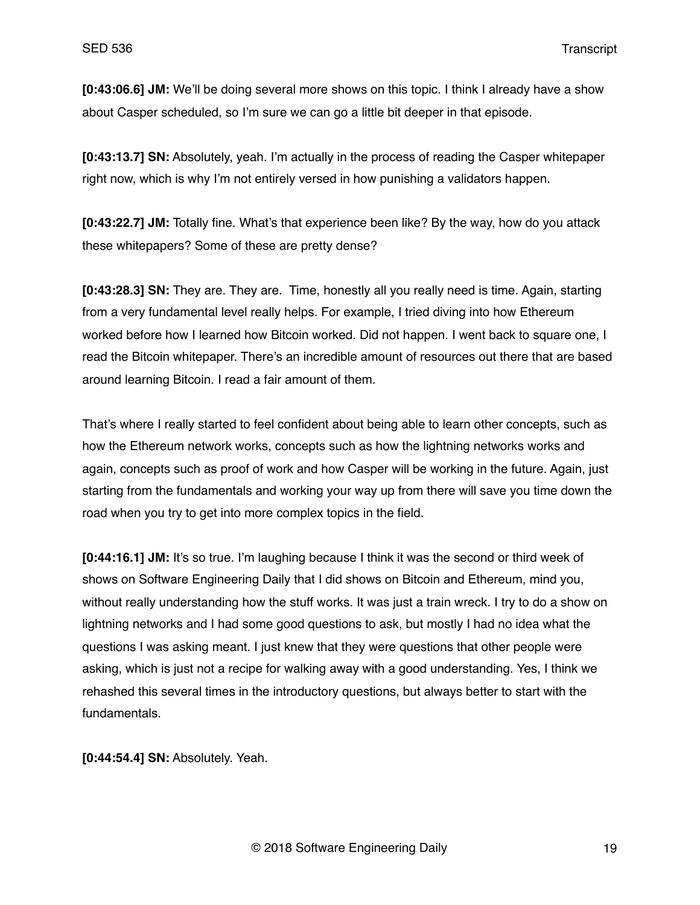**[0:43:06.6] JM:** We'll be doing several more shows on this topic. I think I already have a show about Casper scheduled, so I'm sure we can go a little bit deeper in that episode.

**[0:43:13.7] SN:** Absolutely, yeah. I'm actually in the process of reading the Casper whitepaper right now, which is why I'm not entirely versed in how punishing a validators happen.

**[0:43:22.7] JM:** Totally fine. What's that experience been like? By the way, how do you attack these whitepapers? Some of these are pretty dense?

**[0:43:28.3] SN:** They are. They are. Time, honestly all you really need is time. Again, starting from a very fundamental level really helps. For example, I tried diving into how Ethereum worked before how I learned how Bitcoin worked. Did not happen. I went back to square one, I read the Bitcoin whitepaper. There's an incredible amount of resources out there that are based around learning Bitcoin. I read a fair amount of them.

That's where I really started to feel confident about being able to learn other concepts, such as how the Ethereum network works, concepts such as how the lightning networks works and again, concepts such as proof of work and how Casper will be working in the future. Again, just starting from the fundamentals and working your way up from there will save you time down the road when you try to get into more complex topics in the field.

**[0:44:16.1] JM:** It's so true. I'm laughing because I think it was the second or third week of shows Software Engineering Daily that I did shows on Bitcoin and Ethereum, mind you, without really understanding how the stuff works. It was just a train wreck. I try to do a show on lightning networks and I had some good questions to ask, but mostly I had no idea what the questions I was asking meant. I just knew that they were questions that other people were asking, which is just not a recipe for walking away with a good understanding. Yes, I think we rehashed this several times in the introductory questions, but always better to start with the fundamentals.

**[0:44:54.4] SN:** Absolutely. Yeah.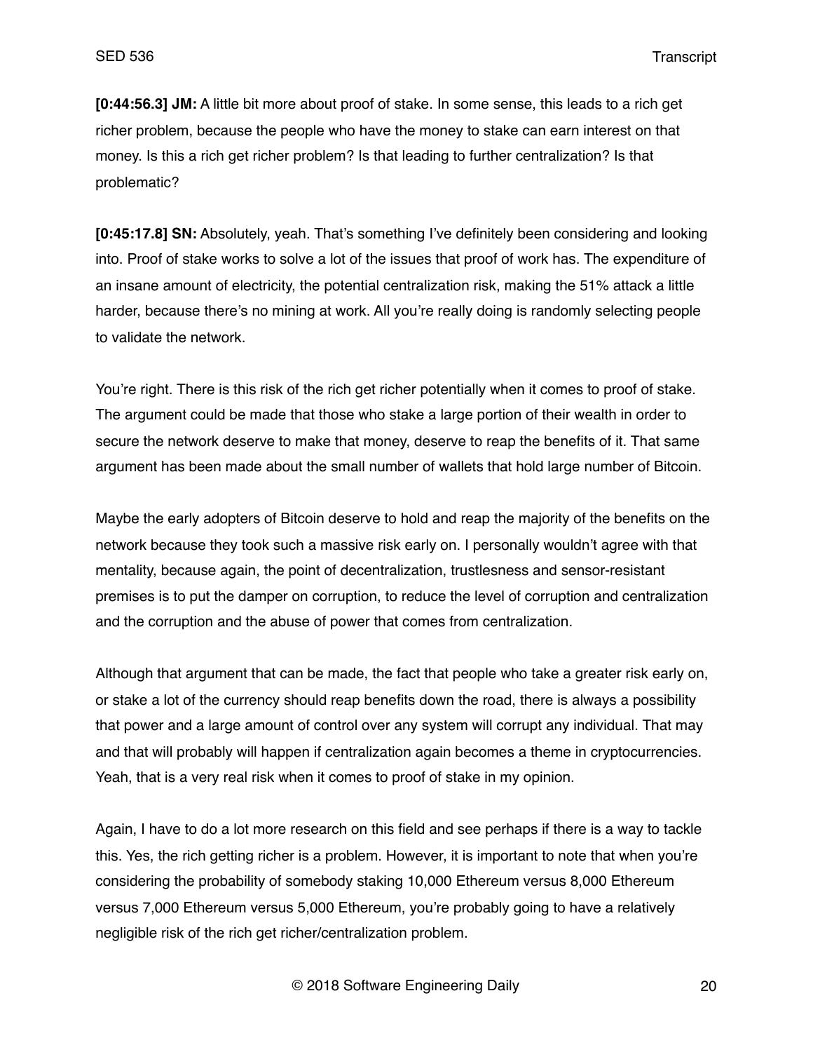**[0:44:56.3] JM:** A little bit more about proof of stake. In some sense, this leads to a rich get richer problem, because the people who have the money to stake can earn interest on that money. Is this a rich get richer problem? Is that leading to further centralization? Is that problematic?

**[0:45:17.8] SN:** Absolutely, yeah. That's something I've definitely been considering and looking into. Proof of stake works to solve a lot of the issues that proof of work has. The expenditure of an insane amount of electricity, the potential centralization risk, making the 51% attack a little harder, because there's no mining at work. All you're really doing is randomly selecting people to validate the network.

You're right. There is this risk of the rich get richer potentially when it comes to proof of stake. The argument could be made that those who stake a large portion of their wealth in order to secure the network deserve to make that money, deserve to reap the benefits of it. That same argument has been made about the small number of wallets that hold large number of Bitcoin.

Maybe the early adopters of Bitcoin deserve to hold and reap the majority of the benefits on the network because they took such a massive risk early on. I personally wouldn't agree with that mentality, because again, the point of decentralization, trustlesness and sensor-resistant premises is to put the damper on corruption, to reduce the level of corruption and centralization and the corruption and the abuse of power that comes from centralization.

Although that argument that can be made, the fact that people who take a greater risk early on, or stake a lot of the currency should reap benefits down the road, there is always a possibility that power and a large amount of control over any system will corrupt any individual. That may and that will probably will happen if centralization again becomes a theme in cryptocurrencies. Yeah, that is a very real risk when it comes to proof of stake in my opinion.

Again, I have to do a lot more research on this field and see perhaps if there is a way to tackle this. Yes, the rich getting richer is a problem. However, it is important to note that when you're considering the probability of somebody staking 10,000 Ethereum versus 8,000 Ethereum versus 7,000 Ethereum versus 5,000 Ethereum, you're probably going to have a relatively negligible risk of the rich get richer/centralization problem.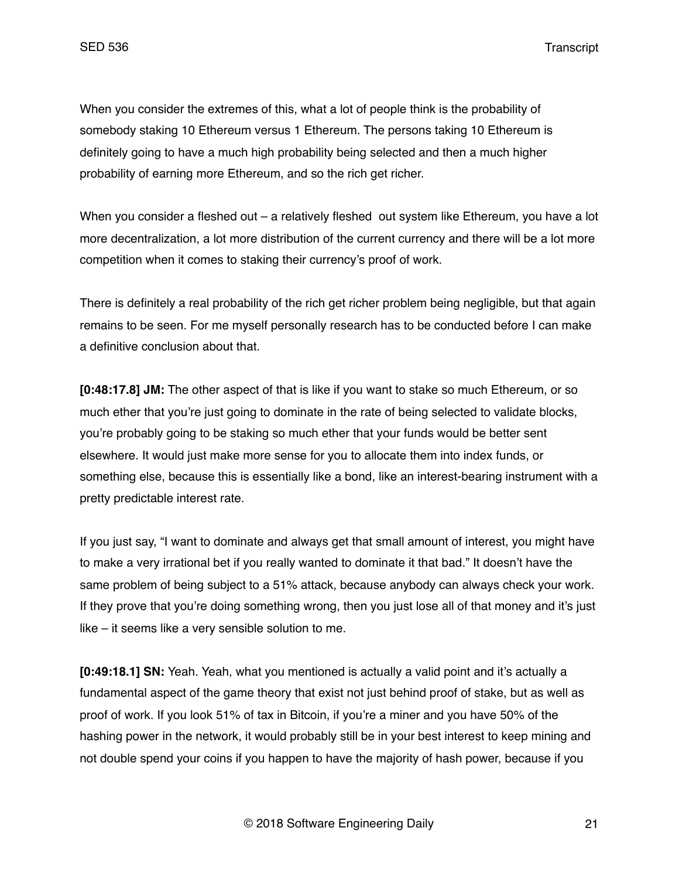When you consider the extremes of this, what a lot of people think is the probability of somebody staking 10 Ethereum versus 1 Ethereum. The persons taking 10 Ethereum is definitely going to have a much high probability being selected and then a much higher probability of earning more Ethereum, and so the rich get richer.

When you consider a fleshed out – a relatively fleshed out system like Ethereum, you have a lot more decentralization, a lot more distribution of the current currency and there will be a lot more competition when it comes to staking their currency's proof of work.

There is definitely a real probability of the rich get richer problem being negligible, but that again remains to be seen. For me myself personally research has to be conducted before I can make a definitive conclusion about that.

**[0:48:17.8] JM:** The other aspect of that is like if you want to stake so much Ethereum, or so much ether that you're just going to dominate in the rate of being selected to validate blocks, you're probably going to be staking so much ether that your funds would be better sent elsewhere. It would just make more sense for you to allocate them into index funds, or something else, because this is essentially like a bond, like an interest-bearing instrument with a pretty predictable interest rate.

If you just say, "I want to dominate and always get that small amount of interest, you might have to make a very irrational bet if you really wanted to dominate it that bad." It doesn't have the same problem of being subject to a 51% attack, because anybody can always check your work. If they prove that you're doing something wrong, then you just lose all of that money and it's just like – it seems like a very sensible solution to me.

**[0:49:18.1] SN:** Yeah. Yeah, what you mentioned is actually a valid point and it's actually a fundamental aspect of the game theory that exist not just behind proof of stake, but as well as proof of work. If you look 51% of tax in Bitcoin, if you're a miner and you have 50% of the hashing power in the network, it would probably still be in your best interest to keep mining and not double spend your coins if you happen to have the majority of hash power, because if you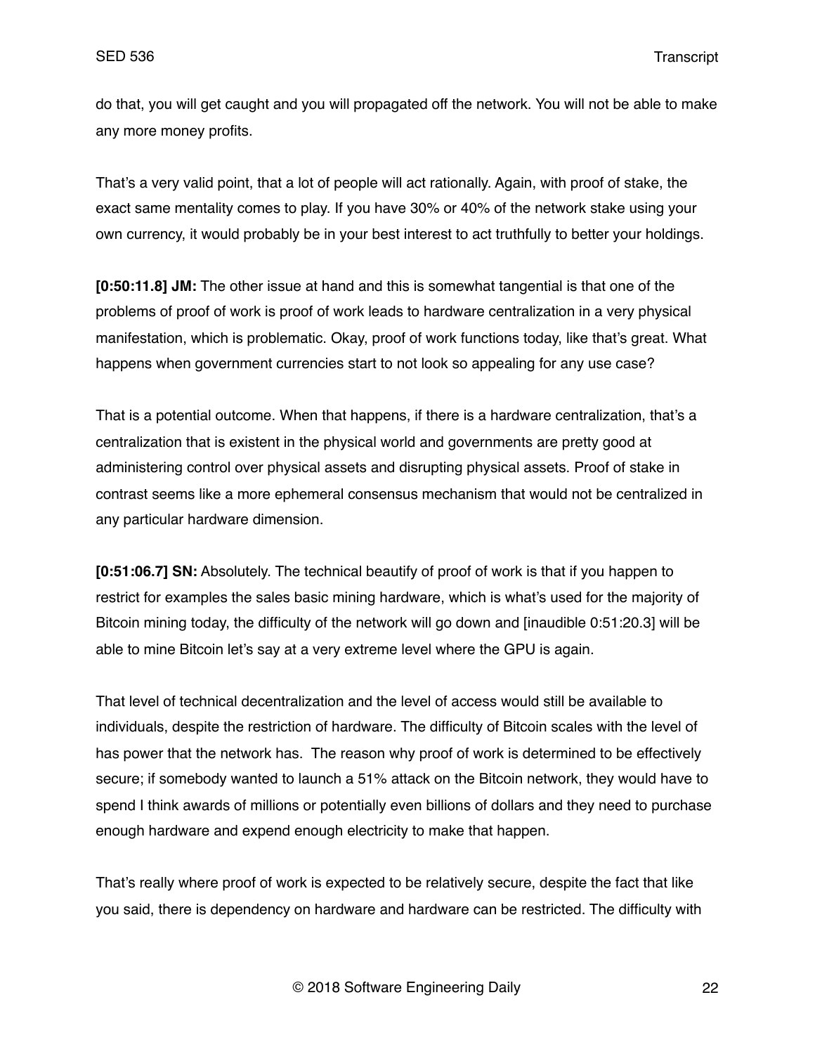do that, you will get caught and you will propagated off the network. You will not be able to make any more money profits.

That's a very valid point, that a lot of people will act rationally. Again, with proof of stake, the exact same mentality comes to play. If you have 30% or 40% of the network stake using your own currency, it would probably be in your best interest to act truthfully to better your holdings.

**[0:50:11.8] JM:** The other issue at hand and this is somewhat tangential is that one of the problems of proof of work is proof of work leads to hardware centralization in a very physical manifestation, which is problematic. Okay, proof of work functions today, like that's great. What happens when government currencies start to not look so appealing for any use case?

That is a potential outcome. When that happens, if there is a hardware centralization, that's a centralization that is existent in the physical world and governments are pretty good at administering control over physical assets and disrupting physical assets. Proof of stake in contrast seems like a more ephemeral consensus mechanism that would not be centralized in any particular hardware dimension.

**[0:51:06.7] SN:** Absolutely. The technical beautify of proof of work is that if you happen to restrict for examples the sales basic mining hardware, which is what's used for the majority of Bitcoin mining today, the difficulty of the network will go down and [inaudible 0:51:20.3] will be able to mine Bitcoin let's say at a very extreme level where the GPU is again.

That level of technical decentralization and the level of access would still be available to individuals, despite the restriction of hardware. The difficulty of Bitcoin scales with the level of has power that the network has. The reason why proof of work is determined to be effectively secure; if somebody wanted to launch a 51% attack on the Bitcoin network, they would have to spend I think awards of millions or potentially even billions of dollars and they need to purchase enough hardware and expend enough electricity to make that happen.

That's really where proof of work is expected to be relatively secure, despite the fact that like you said, there is dependency on hardware and hardware can be restricted. The difficulty with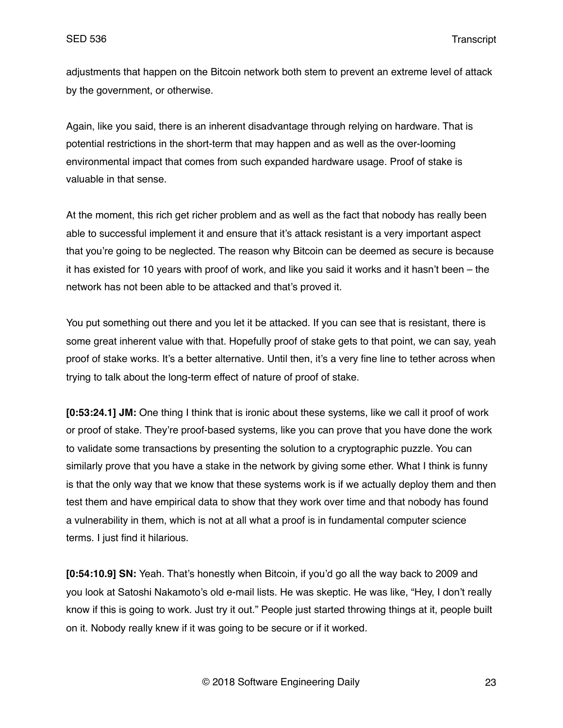adjustments that happen on the Bitcoin network both stem to prevent an extreme level of attack by the government, or otherwise.

Again, like you said, there is an inherent disadvantage through relying on hardware. That is potential restrictions in the short-term that may happen and as well as the over-looming environmental impact that comes from such expanded hardware usage. Proof of stake is valuable in that sense.

At the moment, this rich get richer problem and as well as the fact that nobody has really been able to successful implement it and ensure that it's attack resistant is a very important aspect that you're going to be neglected. The reason why Bitcoin can be deemed as secure is because it has existed for 10 years with proof of work, and like you said it works and it hasn't been – the network has not been able to be attacked and that's proved it.

You put something out there and you let it be attacked. If you can see that is resistant, there is some great inherent value with that. Hopefully proof of stake gets to that point, we can say, yeah proof of stake works. It's a better alternative. Until then, it's a very fine line to tether across when trying to talk about the long-term effect of nature of proof of stake.

**[0:53:24.1] JM:** One thing I think that is ironic about these systems, like we call it proof of work or proof of stake. They're proof-based systems, like you can prove that you have done the work to validate some transactions by presenting the solution to a cryptographic puzzle. You can similarly prove that you have a stake in the network by giving some ether. What I think is funny is that the only way that we know that these systems work is if we actually deploy them and then test them and have empirical data to show that they work over time and that nobody has found a vulnerability in them, which is not at all what a proof is in fundamental computer science terms. I just find it hilarious.

**[0:54:10.9] SN:** Yeah. That's honestly when Bitcoin, if you'd go all the way back to 2009 and you look at Satoshi Nakamoto's old e-mail lists. He was skeptic. He was like, "Hey, I don't really know if this is going to work. Just try it out." People just started throwing things at it, people built on it. Nobody really knew if it was going to be secure or if it worked.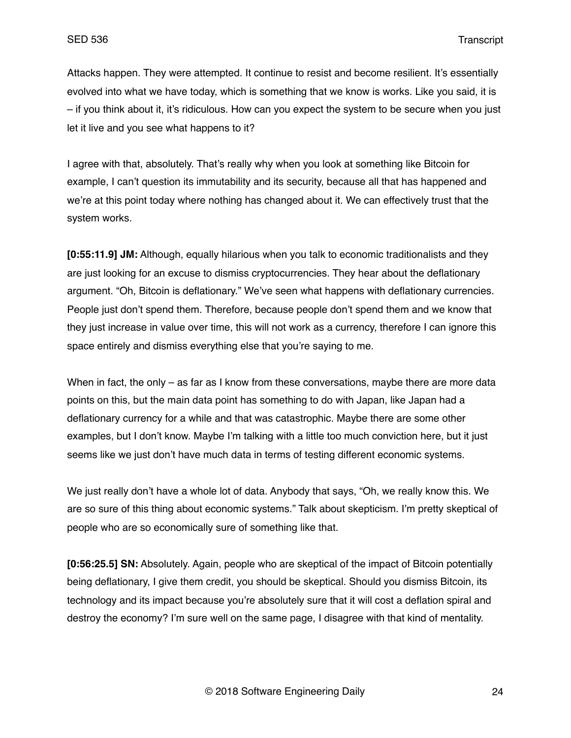Attacks happen. They were attempted. It continue to resist and become resilient. It's essentially evolved into what we have today, which is something that we know is works. Like you said, it is – if you think about it, it's ridiculous. How can you expect the system to be secure when you just let it live and you see what happens to it?

I agree with that, absolutely. That's really why when you look at something like Bitcoin for example, I can't question its immutability and its security, because all that has happened and we're at this point today where nothing has changed about it. We can effectively trust that the system works.

**[0:55:11.9] JM:** Although, equally hilarious when you talk to economic traditionalists and they are just looking for an excuse to dismiss cryptocurrencies. They hear about the deflationary argument. "Oh, Bitcoin is deflationary." We've seen what happens with deflationary currencies. People just don't spend them. Therefore, because people don't spend them and we know that they just increase in value over time, this will not work as a currency, therefore I can ignore this space entirely and dismiss everything else that you're saying to me.

When in fact, the only – as far as I know from these conversations, maybe there are more data points on this, but the main data point has something to do with Japan, like Japan had a deflationary currency for a while and that was catastrophic. Maybe there are some other examples, but I don't know. Maybe I'm talking with a little too much conviction here, but it just seems like we just don't have much data in terms of testing different economic systems.

We just really don't have a whole lot of data. Anybody that says, "Oh, we really know this. We are so sure of this thing about economic systems." Talk about skepticism. I'm pretty skeptical of people who are so economically sure of something like that.

**[0:56:25.5] SN:** Absolutely. Again, people who are skeptical of the impact of Bitcoin potentially being deflationary, I give them credit, you should be skeptical. Should you dismiss Bitcoin, its technology and its impact because you're absolutely sure that it will cost a deflation spiral and destroy the economy? I'm sure well on the same page, I disagree with that kind of mentality.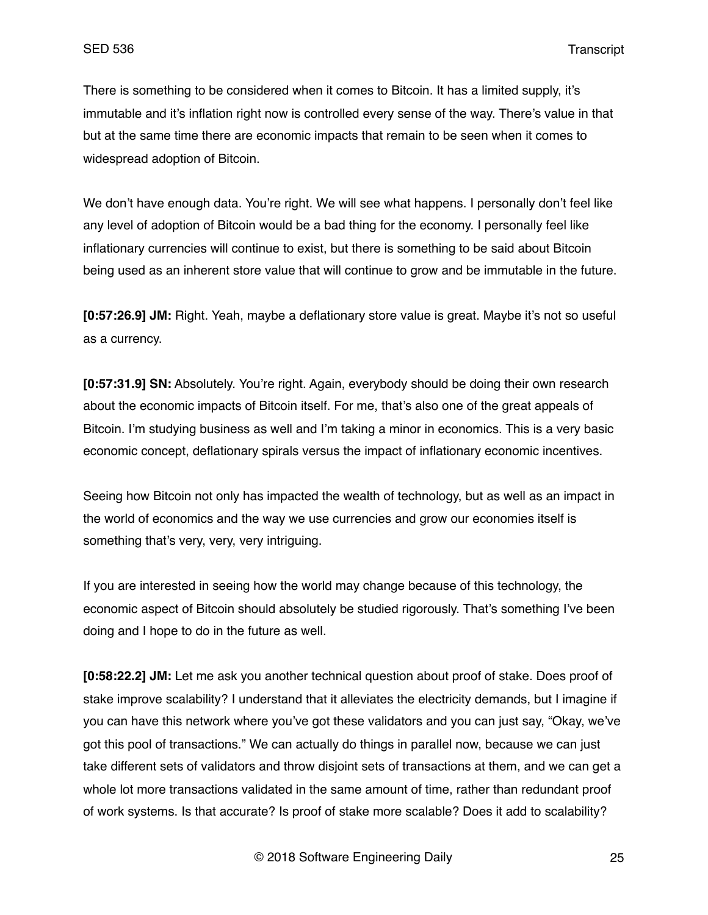There is something to be considered when it comes to Bitcoin. It has a limited supply, it's immutable and it's inflation right now is controlled every sense of the way. There's value in that but at the same time there are economic impacts that remain to be seen when it comes to widespread adoption of Bitcoin.

We don't have enough data. You're right. We will see what happens. I personally don't feel like any level of adoption of Bitcoin would be a bad thing for the economy. I personally feel like inflationary currencies will continue to exist, but there is something to be said about Bitcoin being used as an inherent store value that will continue to grow and be immutable in the future.

**[0:57:26.9] JM:** Right. Yeah, maybe a deflationary store value is great. Maybe it's not so useful as a currency.

**[0:57:31.9] SN:** Absolutely. You're right. Again, everybody should be doing their own research about the economic impacts of Bitcoin itself. For me, that's also one of the great appeals of Bitcoin. I'm studying business as well and I'm taking a minor in economics. This is a very basic economic concept, deflationary spirals versus the impact of inflationary economic incentives.

Seeing how Bitcoin not only has impacted the wealth of technology, but as well as an impact in the world of economics and the way we use currencies and grow our economies itself is something that's very, very, very intriguing.

If you are interested in seeing how the world may change because of this technology, the economic aspect of Bitcoin should absolutely be studied rigorously. That's something I've been doing and I hope to do in the future as well.

**[0:58:22.2] JM:** Let me ask you another technical question about proof of stake. Does proof of stake improve scalability? I understand that it alleviates the electricity demands, but I imagine if you can have this network where you've got these validators and you can just say, "Okay, we've got this pool of transactions." We can actually do things in parallel now, because we can just take different sets of validators and throw disjoint sets of transactions at them, and we can get a whole lot more transactions validated in the same amount of time, rather than redundant proof of work systems. Is that accurate? Is proof of stake more scalable? Does it add to scalability?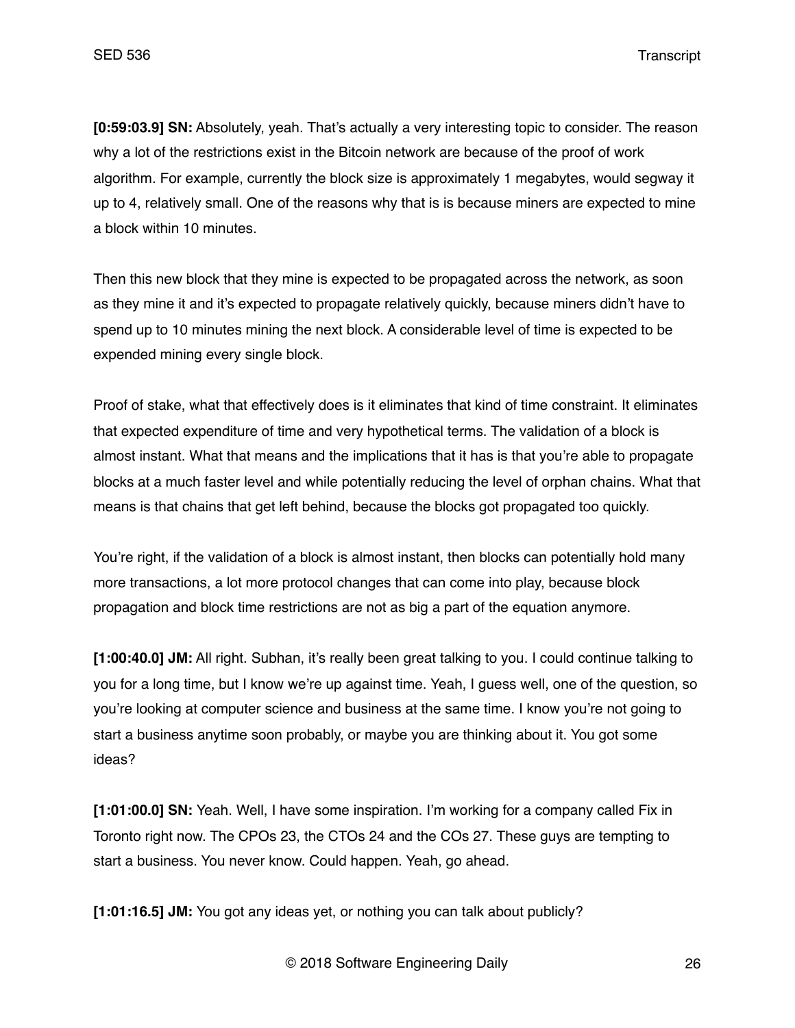**[0:59:03.9] SN:** Absolutely, yeah. That's actually a very interesting topic to consider. The reason why a lot of the restrictions exist in the Bitcoin network are because of the proof of work algorithm. For example, currently the block size is approximately 1 megabytes, would segway it up to 4, relatively small. One of the reasons why that is is because miners are expected to mine a block within 10 minutes.

Then this new block that they mine is expected to be propagated across the network, as soon as they mine it and it's expected to propagate relatively quickly, because miners didn't have to spend up to 10 minutes mining the next block. A considerable level of time is expected to be expended mining every single block.

Proof of stake, what that effectively does is it eliminates that kind of time constraint. It eliminates that expected expenditure of time and very hypothetical terms. The validation of a block is almost instant. What that means and the implications that it has is that you're able to propagate blocks at a much faster level and while potentially reducing the level of orphan chains. What that means is that chains that get left behind, because the blocks got propagated too quickly.

You're right, if the validation of a block is almost instant, then blocks can potentially hold many more transactions, a lot more protocol changes that can come into play, because block propagation and block time restrictions are not as big a part of the equation anymore.

**[1:00:40.0] JM:** All right. Subhan, it's really been great talking to you. I could continue talking to you for a long time, but I know we're up against time. Yeah, I guess well, one of the question, so you're looking at computer science and business at the same time. I know you're not going to start a business anytime soon probably, or maybe you are thinking about it. You got some ideas?

**[1:01:00.0] SN:** Yeah. Well, I have some inspiration. I'm working for a company called Fix in Toronto right now. The CPOs 23, the CTOs 24 and the COs 27. These guys are tempting to start a business. You never know. Could happen. Yeah, go ahead.

**[1:01:16.5] JM:** You got any ideas yet, or nothing you can talk about publicly?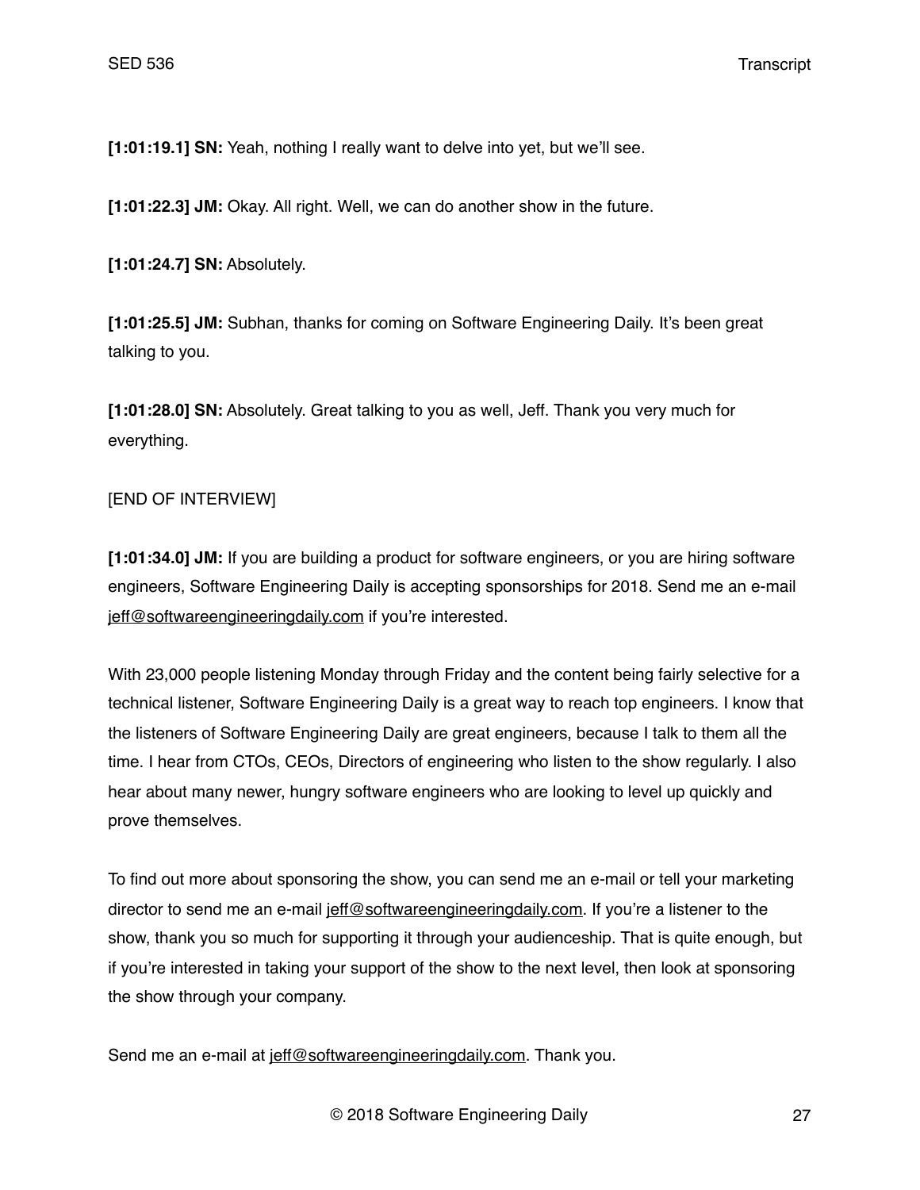**[1:01:19.1] SN:** Yeah, nothing I really want to delve into yet, but we'll see.

**[1:01:22.3] JM:** Okay. All right. Well, we can do another show in the future.

**[1:01:24.7] SN:** Absolutely.

**[1:01:25.5] JM:** Subhan, thanks for coming on Software Engineering Daily. It's been great talking to you.

**[1:01:28.0] SN:** Absolutely. Great talking to you as well, Jeff. Thank you very much for everything.

[END OF INTERVIEW]

**[1:01:34.0] JM:** If you are building a product for software engineers, or you are hiring software engineers, Software Engineering Daily is accepting sponsorships for 2018. Send me an e-mail jeff@softwareengineeringdaily.com if you're interested.

With 23,000 people listening Monday through Friday and the content being fairly selective for a technical listener, Software Engineering Daily is a great way to reach top engineers. I know that the listeners of Software Engineering Daily are great engineers, because I talk to them all the time. I hear from CTOs, CEOs, Directors of engineering who listen to the show regularly. I also hear about many newer, hungry software engineers who are looking to level up quickly and prove themselves.

To find out more about sponsoring the show, you can send me an e-mail or tell your marketing director to send me an e-mail jeff@softwareengineeringdaily.com. If you're a listener to the show, thank you so much for supporting it through your audienceship. That is quite enough, but if you're interested in taking your support of the show to the next level, then look at sponsoring the show through your company.

Send me an e-mail at jeff@softwareengineeringdaily.com. Thank you.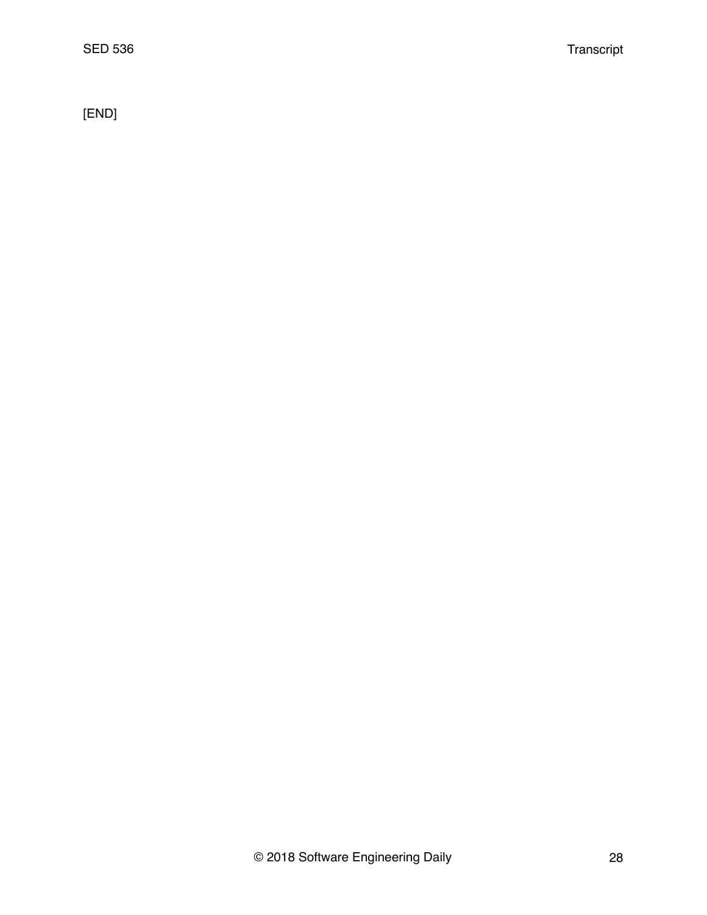[END]